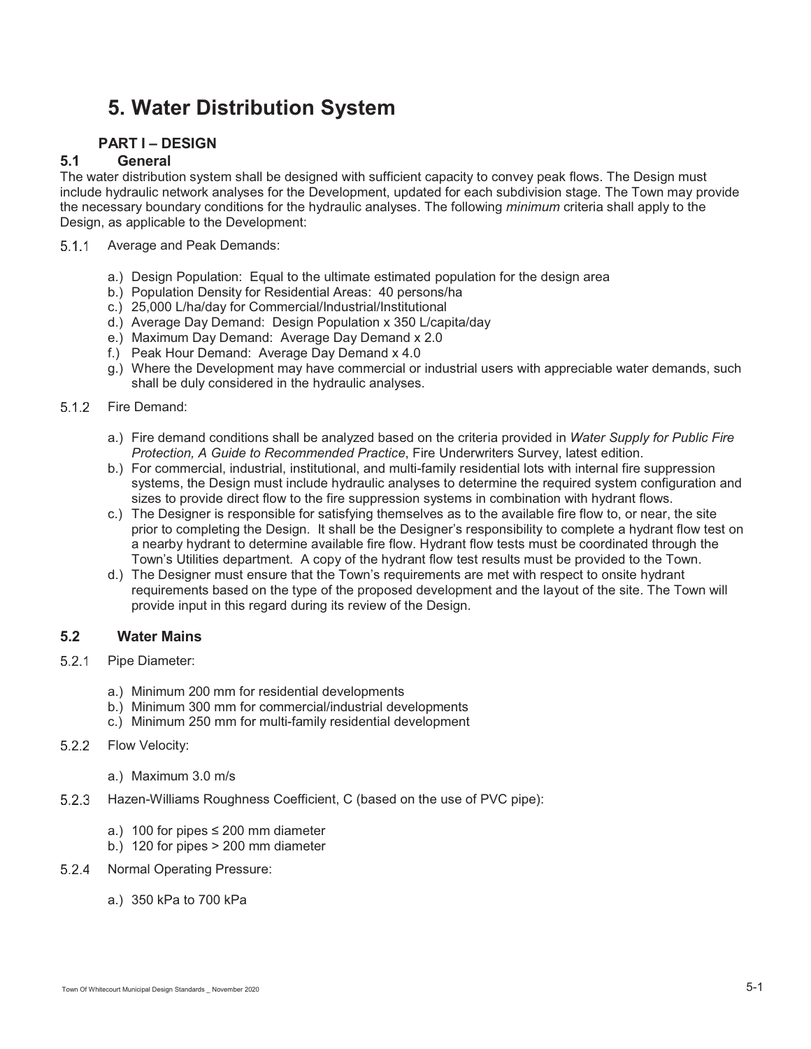# 5. Water Distribution System

## PART I – DESIGN

### 5.1 General

The water distribution system shall be designed with sufficient capacity to convey peak flows. The Design must include hydraulic network analyses for the Development, updated for each subdivision stage. The Town may provide the necessary boundary conditions for the hydraulic analyses. The following *minimum* criteria shall apply to the Design, as applicable to the Development:

5.1.1 Average and Peak Demands:

a.) Design Population: Equal to the ultimate estimated population for the design area
b.) Population Density for Residential Areas: 40 persons/ha
c.) 25,000 L/ha/day for Commercial/Industrial/Institutional
d.) Average Day Demand: Design Population x 350 L/capita/day
e.) Maximum Day Demand: Average Day Demand x 2.0
f.) Peak Hour Demand: Average Day Demand x 4.0
g.) Where the Development may have commercial or industrial users with appreciable water demands, such shall be duly considered in the hydraulic analyses.

5.1.2 Fire Demand:

a.) Fire demand conditions shall be analyzed based on the criteria provided in *Water Supply for Public Fire Protection, A Guide to Recommended Practice*, Fire Underwriters Survey, latest edition.
b.) For commercial, industrial, institutional, and multi-family residential lots with internal fire suppression systems, the Design must include hydraulic analyses to determine the required system configuration and sizes to provide direct flow to the fire suppression systems in combination with hydrant flows.
c.) The Designer is responsible for satisfying themselves as to the available fire flow to, or near, the site prior to completing the Design. It shall be the Designer's responsibility to complete a hydrant flow test on a nearby hydrant to determine available fire flow. Hydrant flow tests must be coordinated through the Town's Utilities department. A copy of the hydrant flow test results must be provided to the Town.
d.) The Designer must ensure that the Town's requirements are met with respect to onsite hydrant requirements based on the type of the proposed development and the layout of the site. The Town will provide input in this regard during its review of the Design.

### 5.2 Water Mains

5.2.1 Pipe Diameter:

a.) Minimum 200 mm for residential developments
b.) Minimum 300 mm for commercial/industrial developments
c.) Minimum 250 mm for multi-family residential development

5.2.2 Flow Velocity:

a.) Maximum 3.0 m/s

5.2.3 Hazen-Williams Roughness Coefficient, C (based on the use of PVC pipe):

a.) 100 for pipes ≤ 200 mm diameter
b.) 120 for pipes > 200 mm diameter

5.2.4 Normal Operating Pressure:

a.) 350 kPa to 700 kPa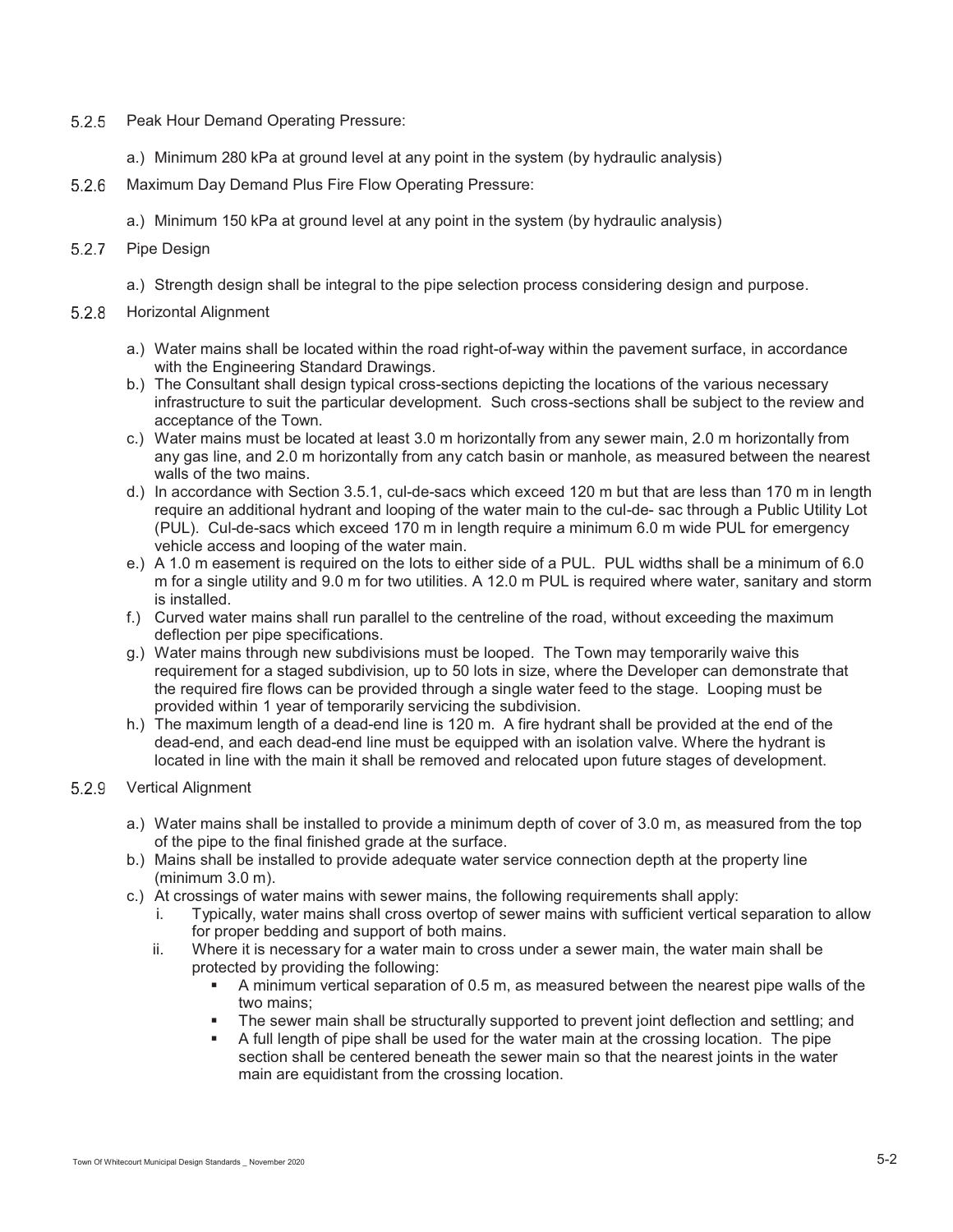### 5.2.5 Peak Hour Demand Operating Pressure:

a.) Minimum 280 kPa at ground level at any point in the system (by hydraulic analysis)

### 5.2.6 Maximum Day Demand Plus Fire Flow Operating Pressure:

a.) Minimum 150 kPa at ground level at any point in the system (by hydraulic analysis)

### 5.2.7 Pipe Design

a.) Strength design shall be integral to the pipe selection process considering design and purpose.

### 5.2.8 Horizontal Alignment

a.) Water mains shall be located within the road right-of-way within the pavement surface, in accordance with the Engineering Standard Drawings.

b.) The Consultant shall design typical cross-sections depicting the locations of the various necessary infrastructure to suit the particular development. Such cross-sections shall be subject to the review and acceptance of the Town.

c.) Water mains must be located at least 3.0 m horizontally from any sewer main, 2.0 m horizontally from any gas line, and 2.0 m horizontally from any catch basin or manhole, as measured between the nearest walls of the two mains.

d.) In accordance with Section 3.5.1, cul-de-sacs which exceed 120 m but that are less than 170 m in length require an additional hydrant and looping of the water main to the cul-de- sac through a Public Utility Lot (PUL). Cul-de-sacs which exceed 170 m in length require a minimum 6.0 m wide PUL for emergency vehicle access and looping of the water main.

e.) A 1.0 m easement is required on the lots to either side of a PUL. PUL widths shall be a minimum of 6.0 m for a single utility and 9.0 m for two utilities. A 12.0 m PUL is required where water, sanitary and storm is installed.

f.) Curved water mains shall run parallel to the centreline of the road, without exceeding the maximum deflection per pipe specifications.

g.) Water mains through new subdivisions must be looped. The Town may temporarily waive this requirement for a staged subdivision, up to 50 lots in size, where the Developer can demonstrate that the required fire flows can be provided through a single water feed to the stage. Looping must be provided within 1 year of temporarily servicing the subdivision.

h.) The maximum length of a dead-end line is 120 m. A fire hydrant shall be provided at the end of the dead-end, and each dead-end line must be equipped with an isolation valve. Where the hydrant is located in line with the main it shall be removed and relocated upon future stages of development.

### 5.2.9 Vertical Alignment

a.) Water mains shall be installed to provide a minimum depth of cover of 3.0 m, as measured from the top of the pipe to the final finished grade at the surface.

b.) Mains shall be installed to provide adequate water service connection depth at the property line (minimum 3.0 m).

c.) At crossings of water mains with sewer mains, the following requirements shall apply:

   i. Typically, water mains shall cross overtop of sewer mains with sufficient vertical separation to allow for proper bedding and support of both mains.

   ii. Where it is necessary for a water main to cross under a sewer main, the water main shall be protected by providing the following:

   - A minimum vertical separation of 0.5 m, as measured between the nearest pipe walls of the two mains;
   - The sewer main shall be structurally supported to prevent joint deflection and settling; and
   - A full length of pipe shall be used for the water main at the crossing location. The pipe section shall be centered beneath the sewer main so that the nearest joints in the water main are equidistant from the crossing location.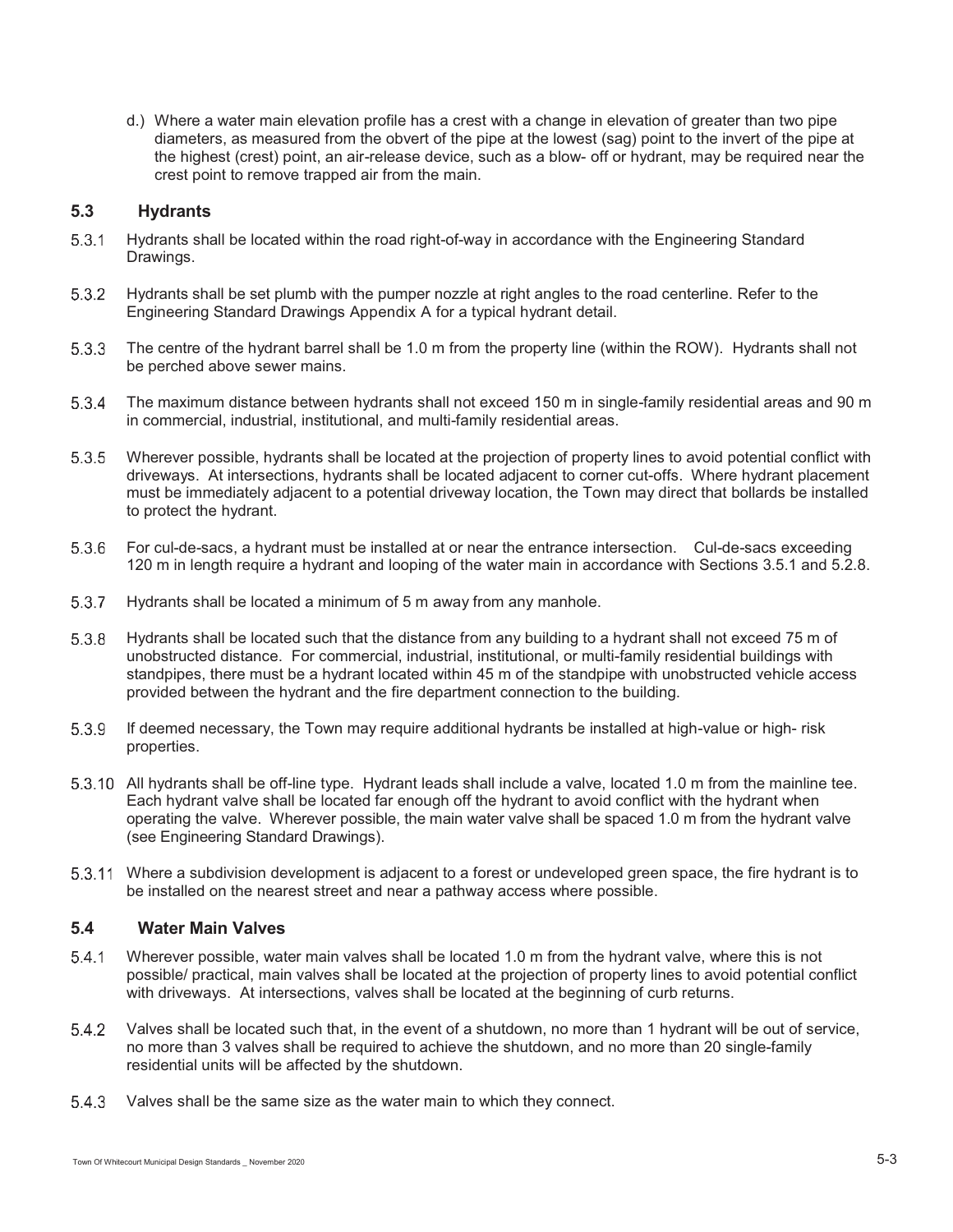d.) Where a water main elevation profile has a crest with a change in elevation of greater than two pipe diameters, as measured from the obvert of the pipe at the lowest (sag) point to the invert of the pipe at the highest (crest) point, an air-release device, such as a blow- off or hydrant, may be required near the crest point to remove trapped air from the main.

## 5.3 Hydrants

5.3.1 Hydrants shall be located within the road right-of-way in accordance with the Engineering Standard Drawings.

5.3.2 Hydrants shall be set plumb with the pumper nozzle at right angles to the road centerline. Refer to the Engineering Standard Drawings Appendix A for a typical hydrant detail.

5.3.3 The centre of the hydrant barrel shall be 1.0 m from the property line (within the ROW). Hydrants shall not be perched above sewer mains.

5.3.4 The maximum distance between hydrants shall not exceed 150 m in single-family residential areas and 90 m in commercial, industrial, institutional, and multi-family residential areas.

5.3.5 Wherever possible, hydrants shall be located at the projection of property lines to avoid potential conflict with driveways. At intersections, hydrants shall be located adjacent to corner cut-offs. Where hydrant placement must be immediately adjacent to a potential driveway location, the Town may direct that bollards be installed to protect the hydrant.

5.3.6 For cul-de-sacs, a hydrant must be installed at or near the entrance intersection. Cul-de-sacs exceeding 120 m in length require a hydrant and looping of the water main in accordance with Sections 3.5.1 and 5.2.8.

5.3.7 Hydrants shall be located a minimum of 5 m away from any manhole.

5.3.8 Hydrants shall be located such that the distance from any building to a hydrant shall not exceed 75 m of unobstructed distance. For commercial, industrial, institutional, or multi-family residential buildings with standpipes, there must be a hydrant located within 45 m of the standpipe with unobstructed vehicle access provided between the hydrant and the fire department connection to the building.

5.3.9 If deemed necessary, the Town may require additional hydrants be installed at high-value or high- risk properties.

5.3.10 All hydrants shall be off-line type. Hydrant leads shall include a valve, located 1.0 m from the mainline tee. Each hydrant valve shall be located far enough off the hydrant to avoid conflict with the hydrant when operating the valve. Wherever possible, the main water valve shall be spaced 1.0 m from the hydrant valve (see Engineering Standard Drawings).

5.3.11 Where a subdivision development is adjacent to a forest or undeveloped green space, the fire hydrant is to be installed on the nearest street and near a pathway access where possible.

## 5.4 Water Main Valves

5.4.1 Wherever possible, water main valves shall be located 1.0 m from the hydrant valve, where this is not possible/ practical, main valves shall be located at the projection of property lines to avoid potential conflict with driveways. At intersections, valves shall be located at the beginning of curb returns.

5.4.2 Valves shall be located such that, in the event of a shutdown, no more than 1 hydrant will be out of service, no more than 3 valves shall be required to achieve the shutdown, and no more than 20 single-family residential units will be affected by the shutdown.

5.4.3 Valves shall be the same size as the water main to which they connect.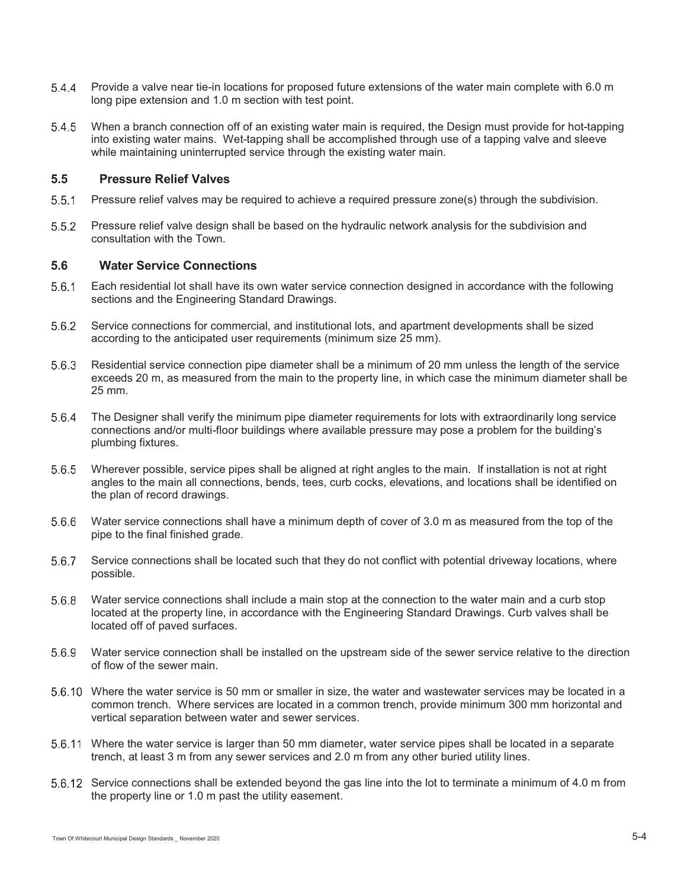5.4.4 Provide a valve near tie-in locations for proposed future extensions of the water main complete with 6.0 m long pipe extension and 1.0 m section with test point.

5.4.5 When a branch connection off of an existing water main is required, the Design must provide for hot-tapping into existing water mains. Wet-tapping shall be accomplished through use of a tapping valve and sleeve while maintaining uninterrupted service through the existing water main.

## 5.5 Pressure Relief Valves

5.5.1 Pressure relief valves may be required to achieve a required pressure zone(s) through the subdivision.

5.5.2 Pressure relief valve design shall be based on the hydraulic network analysis for the subdivision and consultation with the Town.

## 5.6 Water Service Connections

5.6.1 Each residential lot shall have its own water service connection designed in accordance with the following sections and the Engineering Standard Drawings.

5.6.2 Service connections for commercial, and institutional lots, and apartment developments shall be sized according to the anticipated user requirements (minimum size 25 mm).

5.6.3 Residential service connection pipe diameter shall be a minimum of 20 mm unless the length of the service exceeds 20 m, as measured from the main to the property line, in which case the minimum diameter shall be 25 mm.

5.6.4 The Designer shall verify the minimum pipe diameter requirements for lots with extraordinarily long service connections and/or multi-floor buildings where available pressure may pose a problem for the building's plumbing fixtures.

5.6.5 Wherever possible, service pipes shall be aligned at right angles to the main. If installation is not at right angles to the main all connections, bends, tees, curb cocks, elevations, and locations shall be identified on the plan of record drawings.

5.6.6 Water service connections shall have a minimum depth of cover of 3.0 m as measured from the top of the pipe to the final finished grade.

5.6.7 Service connections shall be located such that they do not conflict with potential driveway locations, where possible.

5.6.8 Water service connections shall include a main stop at the connection to the water main and a curb stop located at the property line, in accordance with the Engineering Standard Drawings. Curb valves shall be located off of paved surfaces.

5.6.9 Water service connection shall be installed on the upstream side of the sewer service relative to the direction of flow of the sewer main.

5.6.10 Where the water service is 50 mm or smaller in size, the water and wastewater services may be located in a common trench. Where services are located in a common trench, provide minimum 300 mm horizontal and vertical separation between water and sewer services.

5.6.11 Where the water service is larger than 50 mm diameter, water service pipes shall be located in a separate trench, at least 3 m from any sewer services and 2.0 m from any other buried utility lines.

5.6.12 Service connections shall be extended beyond the gas line into the lot to terminate a minimum of 4.0 m from the property line or 1.0 m past the utility easement.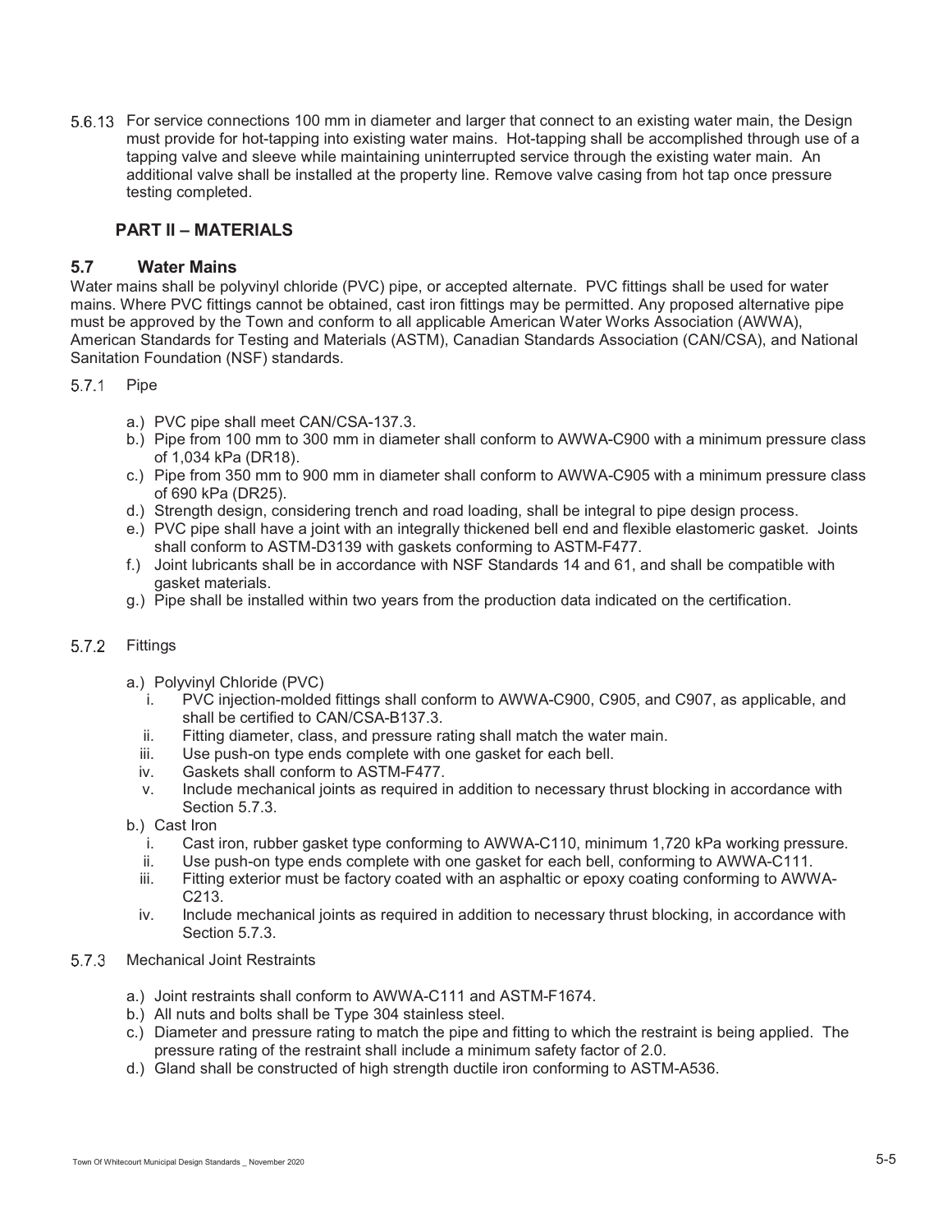5.6.13 For service connections 100 mm in diameter and larger that connect to an existing water main, the Design must provide for hot-tapping into existing water mains. Hot-tapping shall be accomplished through use of a tapping valve and sleeve while maintaining uninterrupted service through the existing water main. An additional valve shall be installed at the property line. Remove valve casing from hot tap once pressure testing completed.

## PART II – MATERIALS

### 5.7 Water Mains

Water mains shall be polyvinyl chloride (PVC) pipe, or accepted alternate. PVC fittings shall be used for water mains. Where PVC fittings cannot be obtained, cast iron fittings may be permitted. Any proposed alternative pipe must be approved by the Town and conform to all applicable American Water Works Association (AWWA), American Standards for Testing and Materials (ASTM), Canadian Standards Association (CAN/CSA), and National Sanitation Foundation (NSF) standards.

5.7.1 Pipe

a.) PVC pipe shall meet CAN/CSA-137.3.
b.) Pipe from 100 mm to 300 mm in diameter shall conform to AWWA-C900 with a minimum pressure class of 1,034 kPa (DR18).
c.) Pipe from 350 mm to 900 mm in diameter shall conform to AWWA-C905 with a minimum pressure class of 690 kPa (DR25).
d.) Strength design, considering trench and road loading, shall be integral to pipe design process.
e.) PVC pipe shall have a joint with an integrally thickened bell end and flexible elastomeric gasket. Joints shall conform to ASTM-D3139 with gaskets conforming to ASTM-F477.
f.) Joint lubricants shall be in accordance with NSF Standards 14 and 61, and shall be compatible with gasket materials.
g.) Pipe shall be installed within two years from the production data indicated on the certification.

5.7.2 Fittings

a.) Polyvinyl Chloride (PVC)
   i. PVC injection-molded fittings shall conform to AWWA-C900, C905, and C907, as applicable, and shall be certified to CAN/CSA-B137.3.
   ii. Fitting diameter, class, and pressure rating shall match the water main.
   iii. Use push-on type ends complete with one gasket for each bell.
   iv. Gaskets shall conform to ASTM-F477.
   v. Include mechanical joints as required in addition to necessary thrust blocking in accordance with Section 5.7.3.
b.) Cast Iron
   i. Cast iron, rubber gasket type conforming to AWWA-C110, minimum 1,720 kPa working pressure.
   ii. Use push-on type ends complete with one gasket for each bell, conforming to AWWA-C111.
   iii. Fitting exterior must be factory coated with an asphaltic or epoxy coating conforming to AWWA-C213.
   iv. Include mechanical joints as required in addition to necessary thrust blocking, in accordance with Section 5.7.3.

5.7.3 Mechanical Joint Restraints

a.) Joint restraints shall conform to AWWA-C111 and ASTM-F1674.
b.) All nuts and bolts shall be Type 304 stainless steel.
c.) Diameter and pressure rating to match the pipe and fitting to which the restraint is being applied. The pressure rating of the restraint shall include a minimum safety factor of 2.0.
d.) Gland shall be constructed of high strength ductile iron conforming to ASTM-A536.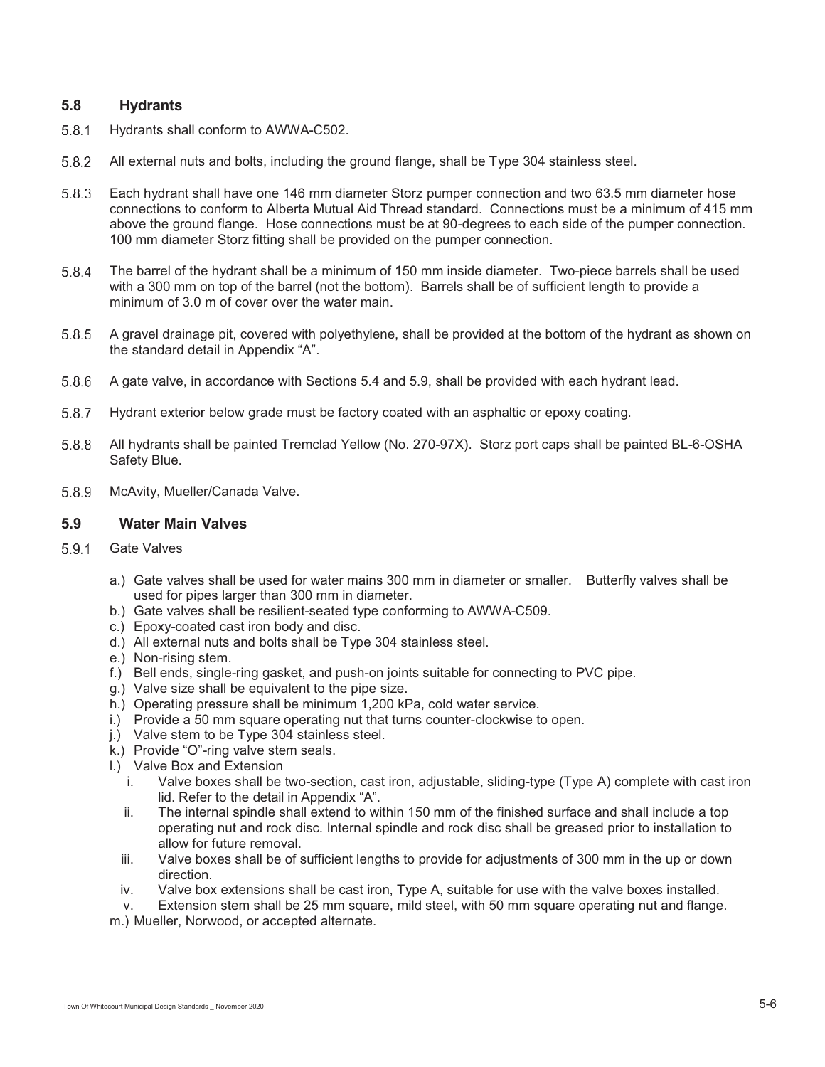## 5.8 Hydrants

5.8.1 Hydrants shall conform to AWWA-C502.

5.8.2 All external nuts and bolts, including the ground flange, shall be Type 304 stainless steel.

5.8.3 Each hydrant shall have one 146 mm diameter Storz pumper connection and two 63.5 mm diameter hose connections to conform to Alberta Mutual Aid Thread standard. Connections must be a minimum of 415 mm above the ground flange. Hose connections must be at 90-degrees to each side of the pumper connection. 100 mm diameter Storz fitting shall be provided on the pumper connection.

5.8.4 The barrel of the hydrant shall be a minimum of 150 mm inside diameter. Two-piece barrels shall be used with a 300 mm on top of the barrel (not the bottom). Barrels shall be of sufficient length to provide a minimum of 3.0 m of cover over the water main.

5.8.5 A gravel drainage pit, covered with polyethylene, shall be provided at the bottom of the hydrant as shown on the standard detail in Appendix "A".

5.8.6 A gate valve, in accordance with Sections 5.4 and 5.9, shall be provided with each hydrant lead.

5.8.7 Hydrant exterior below grade must be factory coated with an asphaltic or epoxy coating.

5.8.8 All hydrants shall be painted Tremclad Yellow (No. 270-97X). Storz port caps shall be painted BL-6-OSHA Safety Blue.

5.8.9 McAvity, Mueller/Canada Valve.

## 5.9 Water Main Valves

5.9.1 Gate Valves

a.) Gate valves shall be used for water mains 300 mm in diameter or smaller. Butterfly valves shall be used for pipes larger than 300 mm in diameter.
b.) Gate valves shall be resilient-seated type conforming to AWWA-C509.
c.) Epoxy-coated cast iron body and disc.
d.) All external nuts and bolts shall be Type 304 stainless steel.
e.) Non-rising stem.
f.) Bell ends, single-ring gasket, and push-on joints suitable for connecting to PVC pipe.
g.) Valve size shall be equivalent to the pipe size.
h.) Operating pressure shall be minimum 1,200 kPa, cold water service.
i.) Provide a 50 mm square operating nut that turns counter-clockwise to open.
j.) Valve stem to be Type 304 stainless steel.
k.) Provide "O"-ring valve stem seals.
l.) Valve Box and Extension
   i. Valve boxes shall be two-section, cast iron, adjustable, sliding-type (Type A) complete with cast iron lid. Refer to the detail in Appendix "A".
   ii. The internal spindle shall extend to within 150 mm of the finished surface and shall include a top operating nut and rock disc. Internal spindle and rock disc shall be greased prior to installation to allow for future removal.
   iii. Valve boxes shall be of sufficient lengths to provide for adjustments of 300 mm in the up or down direction.
   iv. Valve box extensions shall be cast iron, Type A, suitable for use with the valve boxes installed.
   v. Extension stem shall be 25 mm square, mild steel, with 50 mm square operating nut and flange.
m.) Mueller, Norwood, or accepted alternate.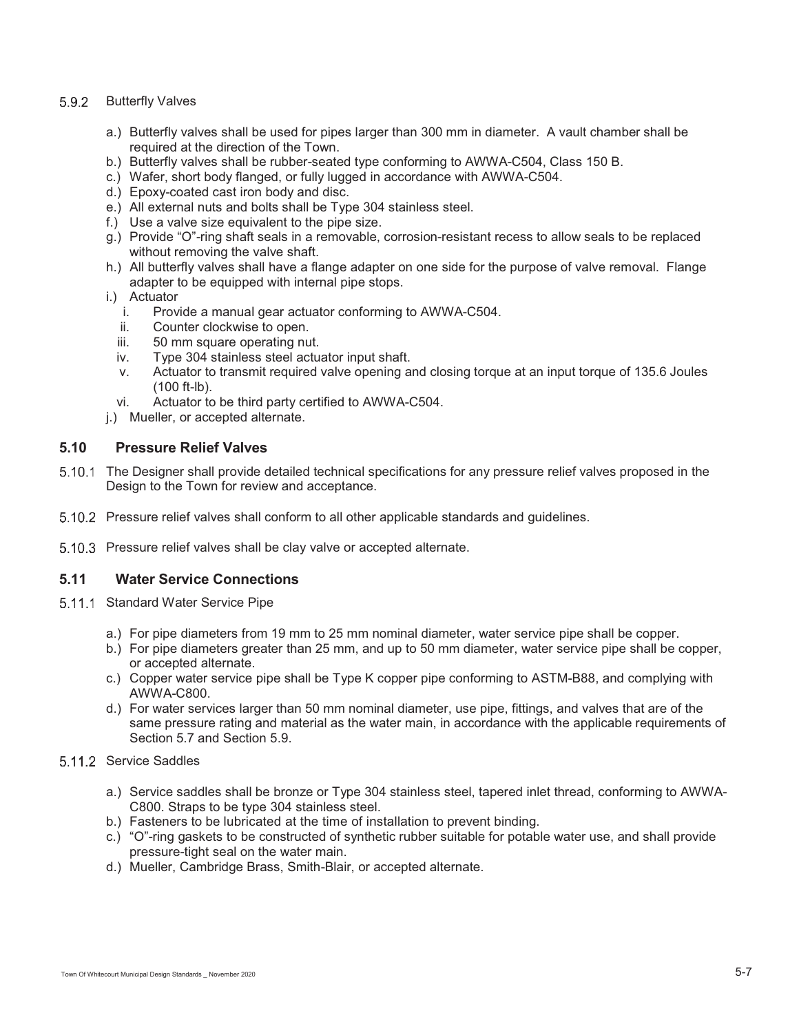#### 5.9.2 Butterfly Valves

a.) Butterfly valves shall be used for pipes larger than 300 mm in diameter. A vault chamber shall be required at the direction of the Town.
b.) Butterfly valves shall be rubber-seated type conforming to AWWA-C504, Class 150 B.
c.) Wafer, short body flanged, or fully lugged in accordance with AWWA-C504.
d.) Epoxy-coated cast iron body and disc.
e.) All external nuts and bolts shall be Type 304 stainless steel.
f.) Use a valve size equivalent to the pipe size.
g.) Provide "O"-ring shaft seals in a removable, corrosion-resistant recess to allow seals to be replaced without removing the valve shaft.
h.) All butterfly valves shall have a flange adapter on one side for the purpose of valve removal. Flange adapter to be equipped with internal pipe stops.
i.) Actuator
   i. Provide a manual gear actuator conforming to AWWA-C504.
   ii. Counter clockwise to open.
   iii. 50 mm square operating nut.
   iv. Type 304 stainless steel actuator input shaft.
   v. Actuator to transmit required valve opening and closing torque at an input torque of 135.6 Joules (100 ft-lb).
   vi. Actuator to be third party certified to AWWA-C504.
j.) Mueller, or accepted alternate.

## 5.10 Pressure Relief Valves

5.10.1 The Designer shall provide detailed technical specifications for any pressure relief valves proposed in the Design to the Town for review and acceptance.

5.10.2 Pressure relief valves shall conform to all other applicable standards and guidelines.

5.10.3 Pressure relief valves shall be clay valve or accepted alternate.

## 5.11 Water Service Connections

#### 5.11.1 Standard Water Service Pipe

a.) For pipe diameters from 19 mm to 25 mm nominal diameter, water service pipe shall be copper.
b.) For pipe diameters greater than 25 mm, and up to 50 mm diameter, water service pipe shall be copper, or accepted alternate.
c.) Copper water service pipe shall be Type K copper pipe conforming to ASTM-B88, and complying with AWWA-C800.
d.) For water services larger than 50 mm nominal diameter, use pipe, fittings, and valves that are of the same pressure rating and material as the water main, in accordance with the applicable requirements of Section 5.7 and Section 5.9.

#### 5.11.2 Service Saddles

a.) Service saddles shall be bronze or Type 304 stainless steel, tapered inlet thread, conforming to AWWA-C800. Straps to be type 304 stainless steel.
b.) Fasteners to be lubricated at the time of installation to prevent binding.
c.) "O"-ring gaskets to be constructed of synthetic rubber suitable for potable water use, and shall provide pressure-tight seal on the water main.
d.) Mueller, Cambridge Brass, Smith-Blair, or accepted alternate.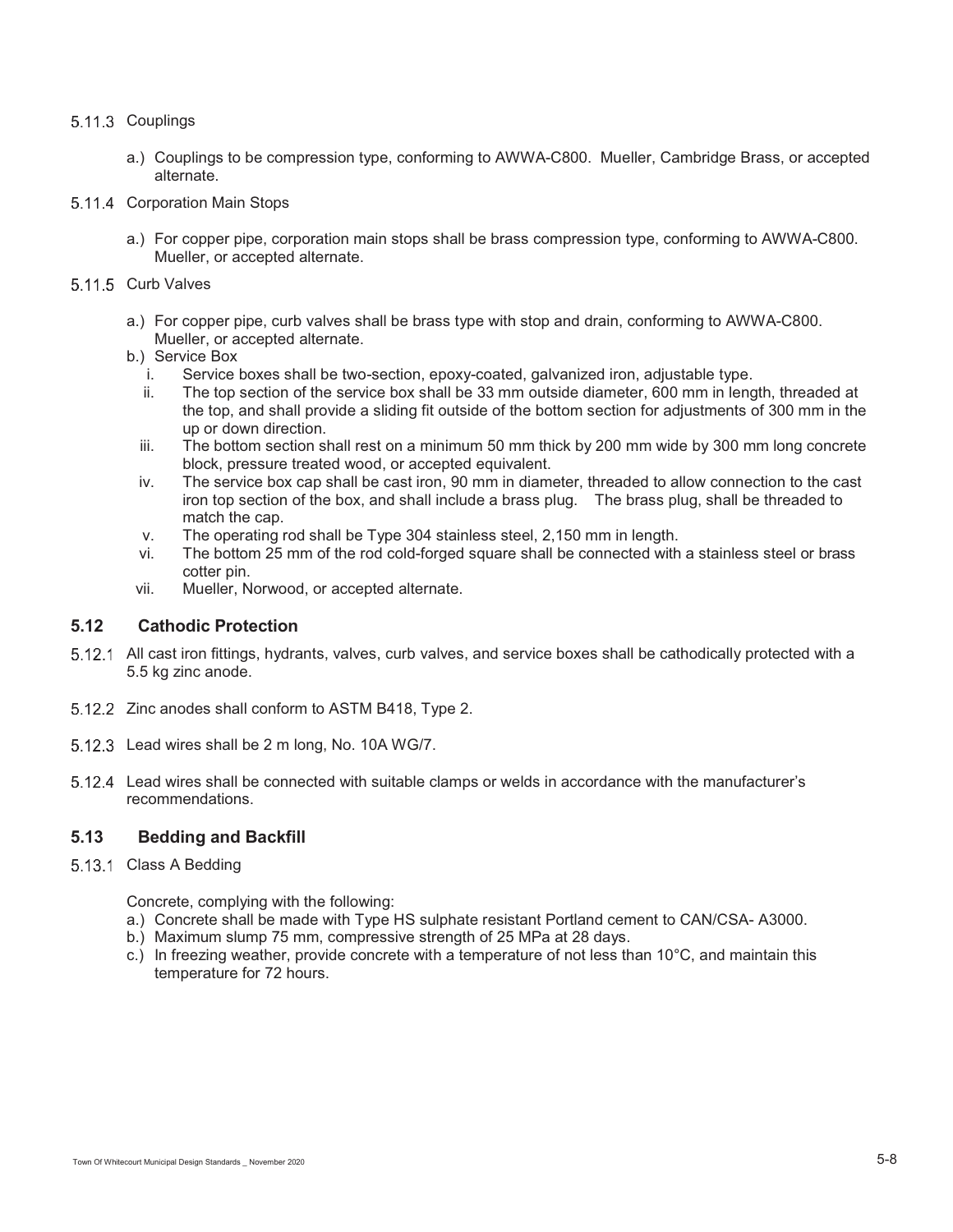5.11.3 Couplings

a.) Couplings to be compression type, conforming to AWWA-C800. Mueller, Cambridge Brass, or accepted alternate.

5.11.4 Corporation Main Stops

a.) For copper pipe, corporation main stops shall be brass compression type, conforming to AWWA-C800. Mueller, or accepted alternate.

5.11.5 Curb Valves

a.) For copper pipe, curb valves shall be brass type with stop and drain, conforming to AWWA-C800. Mueller, or accepted alternate.

b.) Service Box
   i. Service boxes shall be two-section, epoxy-coated, galvanized iron, adjustable type.
   ii. The top section of the service box shall be 33 mm outside diameter, 600 mm in length, threaded at the top, and shall provide a sliding fit outside of the bottom section for adjustments of 300 mm in the up or down direction.
   iii. The bottom section shall rest on a minimum 50 mm thick by 200 mm wide by 300 mm long concrete block, pressure treated wood, or accepted equivalent.
   iv. The service box cap shall be cast iron, 90 mm in diameter, threaded to allow connection to the cast iron top section of the box, and shall include a brass plug. The brass plug, shall be threaded to match the cap.
   v. The operating rod shall be Type 304 stainless steel, 2,150 mm in length.
   vi. The bottom 25 mm of the rod cold-forged square shall be connected with a stainless steel or brass cotter pin.
   vii. Mueller, Norwood, or accepted alternate.

## 5.12 Cathodic Protection

5.12.1 All cast iron fittings, hydrants, valves, curb valves, and service boxes shall be cathodically protected with a 5.5 kg zinc anode.

5.12.2 Zinc anodes shall conform to ASTM B418, Type 2.

5.12.3 Lead wires shall be 2 m long, No. 10A WG/7.

5.12.4 Lead wires shall be connected with suitable clamps or welds in accordance with the manufacturer's recommendations.

## 5.13 Bedding and Backfill

5.13.1 Class A Bedding

Concrete, complying with the following:

a.) Concrete shall be made with Type HS sulphate resistant Portland cement to CAN/CSA- A3000.

b.) Maximum slump 75 mm, compressive strength of 25 MPa at 28 days.

c.) In freezing weather, provide concrete with a temperature of not less than 10°C, and maintain this temperature for 72 hours.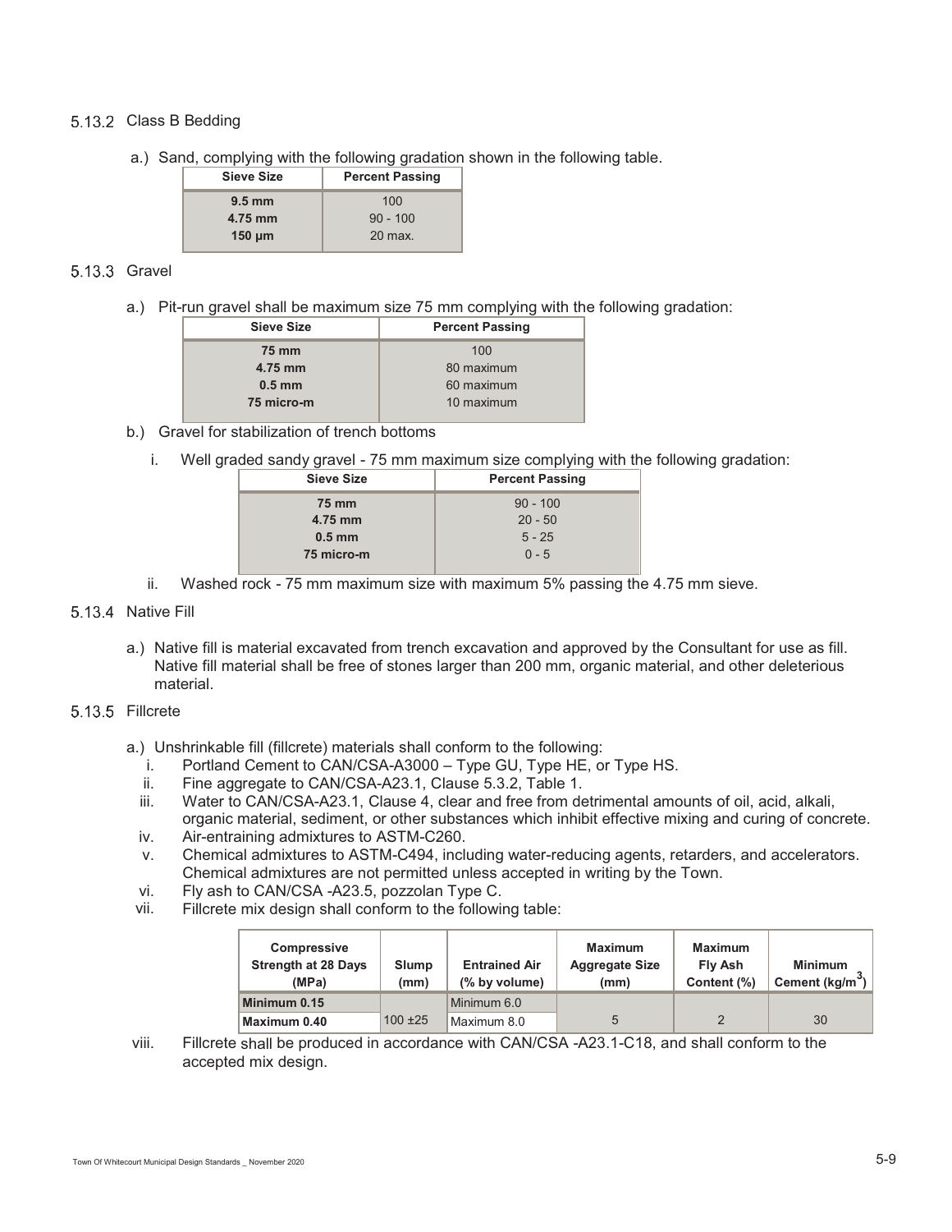### 5.13.2 Class B Bedding

a.) Sand, complying with the following gradation shown in the following table.

| Sieve Size | Percent Passing |
|---|---|
| **9.5 mm** | 100 |
| **4.75 mm** | 90 - 100 |
| **150 µm** | 20 max. |

### 5.13.3 Gravel

a.) Pit-run gravel shall be maximum size 75 mm complying with the following gradation:

| Sieve Size | Percent Passing |
|---|---|
| **75 mm** | 100 |
| **4.75 mm** | 80 maximum |
| **0.5 mm** | 60 maximum |
| **75 micro-m** | 10 maximum |

b.) Gravel for stabilization of trench bottoms

i. Well graded sandy gravel - 75 mm maximum size complying with the following gradation:

| Sieve Size | Percent Passing |
|---|---|
| **75 mm** | 90 - 100 |
| **4.75 mm** | 20 - 50 |
| **0.5 mm** | 5 - 25 |
| **75 micro-m** | 0 - 5 |

ii. Washed rock - 75 mm maximum size with maximum 5% passing the 4.75 mm sieve.

### 5.13.4 Native Fill

a.) Native fill is material excavated from trench excavation and approved by the Consultant for use as fill. Native fill material shall be free of stones larger than 200 mm, organic material, and other deleterious material.

### 5.13.5 Fillcrete

a.) Unshrinkable fill (fillcrete) materials shall conform to the following:

i. Portland Cement to CAN/CSA-A3000 – Type GU, Type HE, or Type HS.

ii. Fine aggregate to CAN/CSA-A23.1, Clause 5.3.2, Table 1.

iii. Water to CAN/CSA-A23.1, Clause 4, clear and free from detrimental amounts of oil, acid, alkali, organic material, sediment, or other substances which inhibit effective mixing and curing of concrete.

iv. Air-entraining admixtures to ASTM-C260.

v. Chemical admixtures to ASTM-C494, including water-reducing agents, retarders, and accelerators. Chemical admixtures are not permitted unless accepted in writing by the Town.

vi. Fly ash to CAN/CSA -A23.5, pozzolan Type C.

vii. Fillcrete mix design shall conform to the following table:

| Compressive Strength at 28 Days (MPa) | Slump (mm) | Entrained Air (% by volume) | Maximum Aggregate Size (mm) | Maximum Fly Ash Content (%) | Minimum Cement (kg/m$^3$) |
|---|---|---|---|---|---|
| **Minimum 0.15** | 100 ±25 | Minimum 6.0 | 5 | 2 | 30 |
| **Maximum 0.40** | | Maximum 8.0 | | | |

viii. Fillcrete shall be produced in accordance with CAN/CSA -A23.1-C18, and shall conform to the accepted mix design.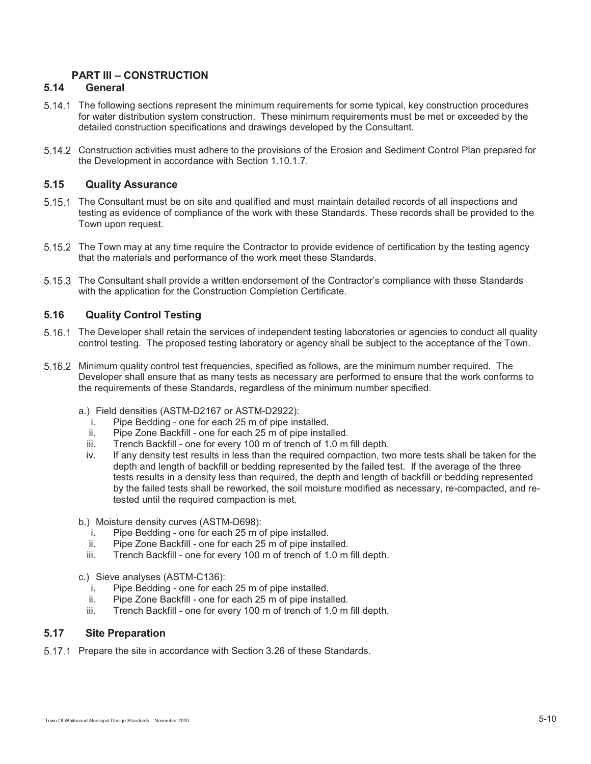## PART III – CONSTRUCTION

### 5.14 General

5.14.1 The following sections represent the minimum requirements for some typical, key construction procedures for water distribution system construction. These minimum requirements must be met or exceeded by the detailed construction specifications and drawings developed by the Consultant.

5.14.2 Construction activities must adhere to the provisions of the Erosion and Sediment Control Plan prepared for the Development in accordance with Section 1.10.1.7.

### 5.15 Quality Assurance

5.15.1 The Consultant must be on site and qualified and must maintain detailed records of all inspections and testing as evidence of compliance of the work with these Standards. These records shall be provided to the Town upon request.

5.15.2 The Town may at any time require the Contractor to provide evidence of certification by the testing agency that the materials and performance of the work meet these Standards.

5.15.3 The Consultant shall provide a written endorsement of the Contractor's compliance with these Standards with the application for the Construction Completion Certificate.

### 5.16 Quality Control Testing

5.16.1 The Developer shall retain the services of independent testing laboratories or agencies to conduct all quality control testing. The proposed testing laboratory or agency shall be subject to the acceptance of the Town.

5.16.2 Minimum quality control test frequencies, specified as follows, are the minimum number required. The Developer shall ensure that as many tests as necessary are performed to ensure that the work conforms to the requirements of these Standards, regardless of the minimum number specified.

a.) Field densities (ASTM-D2167 or ASTM-D2922):

i. Pipe Bedding - one for each 25 m of pipe installed.
ii. Pipe Zone Backfill - one for each 25 m of pipe installed.
iii. Trench Backfill - one for every 100 m of trench of 1.0 m fill depth.
iv. If any density test results in less than the required compaction, two more tests shall be taken for the depth and length of backfill or bedding represented by the failed test. If the average of the three tests results in a density less than required, the depth and length of backfill or bedding represented by the failed tests shall be reworked, the soil moisture modified as necessary, re-compacted, and re-tested until the required compaction is met.

b.) Moisture density curves (ASTM-D698):

i. Pipe Bedding - one for each 25 m of pipe installed.
ii. Pipe Zone Backfill - one for each 25 m of pipe installed.
iii. Trench Backfill - one for every 100 m of trench of 1.0 m fill depth.

c.) Sieve analyses (ASTM-C136):

i. Pipe Bedding - one for each 25 m of pipe installed.
ii. Pipe Zone Backfill - one for each 25 m of pipe installed.
iii. Trench Backfill - one for every 100 m of trench of 1.0 m fill depth.

### 5.17 Site Preparation

5.17.1 Prepare the site in accordance with Section 3.26 of these Standards.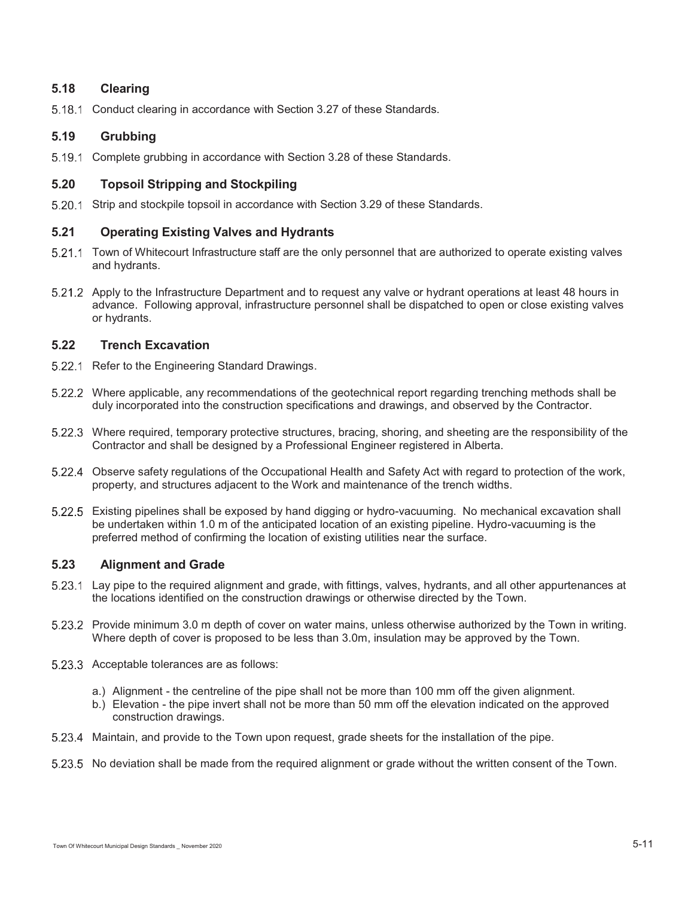## 5.18 Clearing

5.18.1 Conduct clearing in accordance with Section 3.27 of these Standards.

## 5.19 Grubbing

5.19.1 Complete grubbing in accordance with Section 3.28 of these Standards.

## 5.20 Topsoil Stripping and Stockpiling

5.20.1 Strip and stockpile topsoil in accordance with Section 3.29 of these Standards.

## 5.21 Operating Existing Valves and Hydrants

5.21.1 Town of Whitecourt Infrastructure staff are the only personnel that are authorized to operate existing valves and hydrants.

5.21.2 Apply to the Infrastructure Department and to request any valve or hydrant operations at least 48 hours in advance. Following approval, infrastructure personnel shall be dispatched to open or close existing valves or hydrants.

## 5.22 Trench Excavation

5.22.1 Refer to the Engineering Standard Drawings.

5.22.2 Where applicable, any recommendations of the geotechnical report regarding trenching methods shall be duly incorporated into the construction specifications and drawings, and observed by the Contractor.

5.22.3 Where required, temporary protective structures, bracing, shoring, and sheeting are the responsibility of the Contractor and shall be designed by a Professional Engineer registered in Alberta.

5.22.4 Observe safety regulations of the Occupational Health and Safety Act with regard to protection of the work, property, and structures adjacent to the Work and maintenance of the trench widths.

5.22.5 Existing pipelines shall be exposed by hand digging or hydro-vacuuming. No mechanical excavation shall be undertaken within 1.0 m of the anticipated location of an existing pipeline. Hydro-vacuuming is the preferred method of confirming the location of existing utilities near the surface.

## 5.23 Alignment and Grade

5.23.1 Lay pipe to the required alignment and grade, with fittings, valves, hydrants, and all other appurtenances at the locations identified on the construction drawings or otherwise directed by the Town.

5.23.2 Provide minimum 3.0 m depth of cover on water mains, unless otherwise authorized by the Town in writing. Where depth of cover is proposed to be less than 3.0m, insulation may be approved by the Town.

5.23.3 Acceptable tolerances are as follows:

a.) Alignment - the centreline of the pipe shall not be more than 100 mm off the given alignment.
b.) Elevation - the pipe invert shall not be more than 50 mm off the elevation indicated on the approved construction drawings.

5.23.4 Maintain, and provide to the Town upon request, grade sheets for the installation of the pipe.

5.23.5 No deviation shall be made from the required alignment or grade without the written consent of the Town.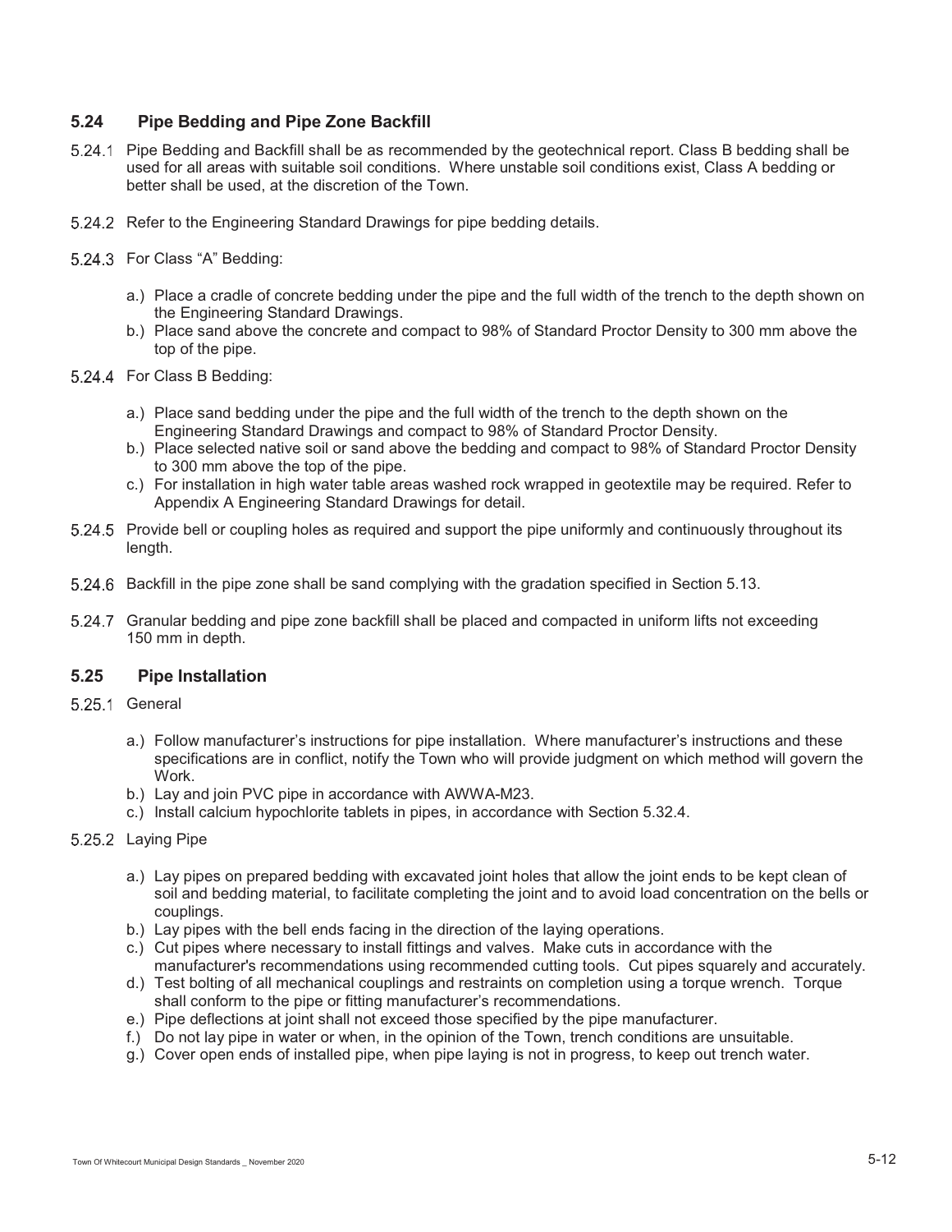## 5.24 Pipe Bedding and Pipe Zone Backfill

5.24.1 Pipe Bedding and Backfill shall be as recommended by the geotechnical report. Class B bedding shall be used for all areas with suitable soil conditions. Where unstable soil conditions exist, Class A bedding or better shall be used, at the discretion of the Town.

5.24.2 Refer to the Engineering Standard Drawings for pipe bedding details.

5.24.3 For Class "A" Bedding:

- a.) Place a cradle of concrete bedding under the pipe and the full width of the trench to the depth shown on the Engineering Standard Drawings.
- b.) Place sand above the concrete and compact to 98% of Standard Proctor Density to 300 mm above the top of the pipe.

5.24.4 For Class B Bedding:

- a.) Place sand bedding under the pipe and the full width of the trench to the depth shown on the Engineering Standard Drawings and compact to 98% of Standard Proctor Density.
- b.) Place selected native soil or sand above the bedding and compact to 98% of Standard Proctor Density to 300 mm above the top of the pipe.
- c.) For installation in high water table areas washed rock wrapped in geotextile may be required. Refer to Appendix A Engineering Standard Drawings for detail.

5.24.5 Provide bell or coupling holes as required and support the pipe uniformly and continuously throughout its length.

5.24.6 Backfill in the pipe zone shall be sand complying with the gradation specified in Section 5.13.

5.24.7 Granular bedding and pipe zone backfill shall be placed and compacted in uniform lifts not exceeding 150 mm in depth.

## 5.25 Pipe Installation

5.25.1 General

- a.) Follow manufacturer's instructions for pipe installation. Where manufacturer's instructions and these specifications are in conflict, notify the Town who will provide judgment on which method will govern the Work.
- b.) Lay and join PVC pipe in accordance with AWWA-M23.
- c.) Install calcium hypochlorite tablets in pipes, in accordance with Section 5.32.4.

5.25.2 Laying Pipe

- a.) Lay pipes on prepared bedding with excavated joint holes that allow the joint ends to be kept clean of soil and bedding material, to facilitate completing the joint and to avoid load concentration on the bells or couplings.
- b.) Lay pipes with the bell ends facing in the direction of the laying operations.
- c.) Cut pipes where necessary to install fittings and valves. Make cuts in accordance with the manufacturer's recommendations using recommended cutting tools. Cut pipes squarely and accurately.
- d.) Test bolting of all mechanical couplings and restraints on completion using a torque wrench. Torque shall conform to the pipe or fitting manufacturer's recommendations.
- e.) Pipe deflections at joint shall not exceed those specified by the pipe manufacturer.
- f.) Do not lay pipe in water or when, in the opinion of the Town, trench conditions are unsuitable.
- g.) Cover open ends of installed pipe, when pipe laying is not in progress, to keep out trench water.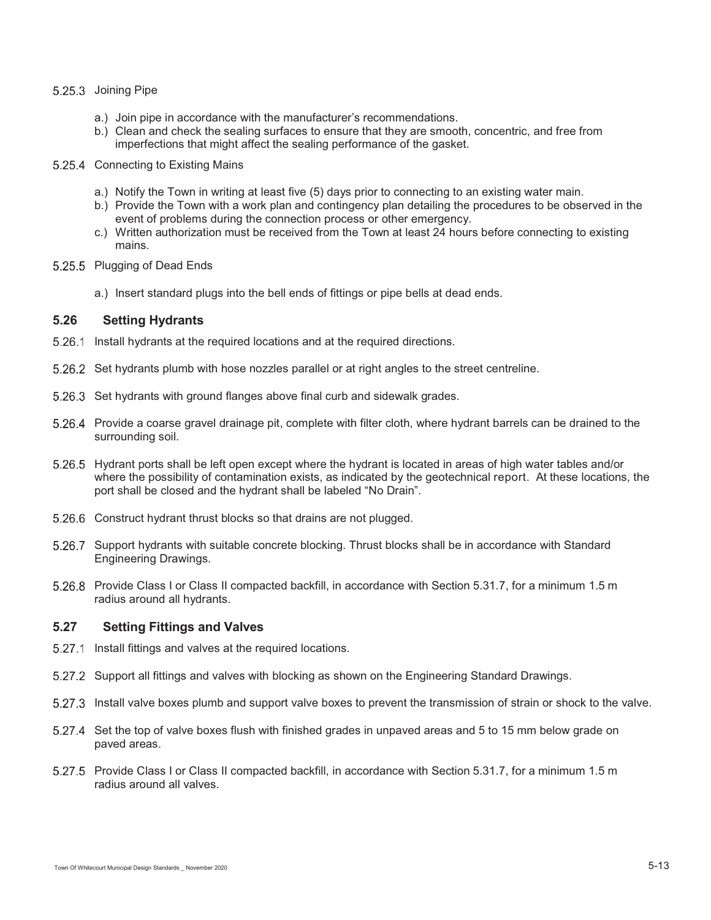5.25.3 Joining Pipe

a.) Join pipe in accordance with the manufacturer's recommendations.
b.) Clean and check the sealing surfaces to ensure that they are smooth, concentric, and free from imperfections that might affect the sealing performance of the gasket.

5.25.4 Connecting to Existing Mains

a.) Notify the Town in writing at least five (5) days prior to connecting to an existing water main.
b.) Provide the Town with a work plan and contingency plan detailing the procedures to be observed in the event of problems during the connection process or other emergency.
c.) Written authorization must be received from the Town at least 24 hours before connecting to existing mains.

5.25.5 Plugging of Dead Ends

a.) Insert standard plugs into the bell ends of fittings or pipe bells at dead ends.

## 5.26 Setting Hydrants

5.26.1 Install hydrants at the required locations and at the required directions.

5.26.2 Set hydrants plumb with hose nozzles parallel or at right angles to the street centreline.

5.26.3 Set hydrants with ground flanges above final curb and sidewalk grades.

5.26.4 Provide a coarse gravel drainage pit, complete with filter cloth, where hydrant barrels can be drained to the surrounding soil.

5.26.5 Hydrant ports shall be left open except where the hydrant is located in areas of high water tables and/or where the possibility of contamination exists, as indicated by the geotechnical report. At these locations, the port shall be closed and the hydrant shall be labeled "No Drain".

5.26.6 Construct hydrant thrust blocks so that drains are not plugged.

5.26.7 Support hydrants with suitable concrete blocking. Thrust blocks shall be in accordance with Standard Engineering Drawings.

5.26.8 Provide Class I or Class II compacted backfill, in accordance with Section 5.31.7, for a minimum 1.5 m radius around all hydrants.

## 5.27 Setting Fittings and Valves

5.27.1 Install fittings and valves at the required locations.

5.27.2 Support all fittings and valves with blocking as shown on the Engineering Standard Drawings.

5.27.3 Install valve boxes plumb and support valve boxes to prevent the transmission of strain or shock to the valve.

5.27.4 Set the top of valve boxes flush with finished grades in unpaved areas and 5 to 15 mm below grade on paved areas.

5.27.5 Provide Class I or Class II compacted backfill, in accordance with Section 5.31.7, for a minimum 1.5 m radius around all valves.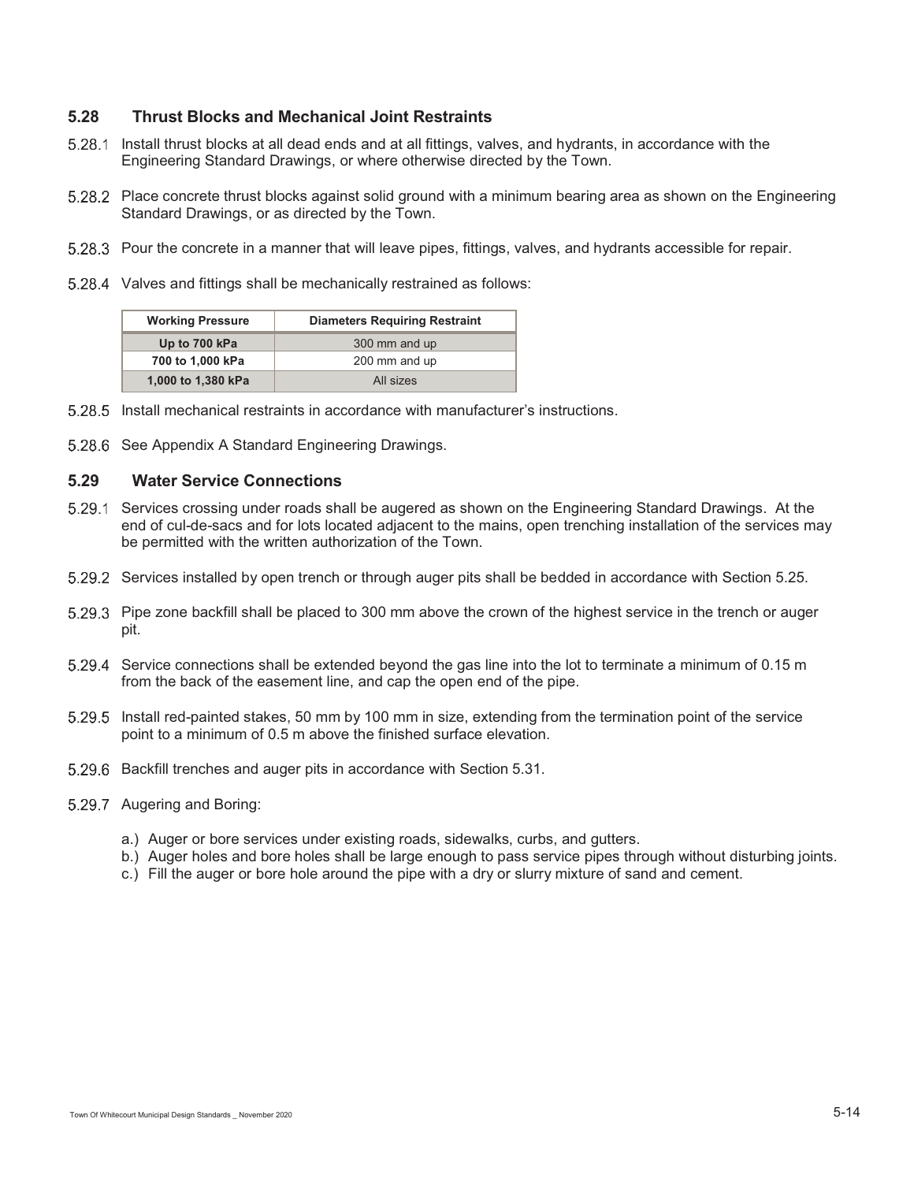## 5.28 Thrust Blocks and Mechanical Joint Restraints

5.28.1 Install thrust blocks at all dead ends and at all fittings, valves, and hydrants, in accordance with the Engineering Standard Drawings, or where otherwise directed by the Town.

5.28.2 Place concrete thrust blocks against solid ground with a minimum bearing area as shown on the Engineering Standard Drawings, or as directed by the Town.

5.28.3 Pour the concrete in a manner that will leave pipes, fittings, valves, and hydrants accessible for repair.

5.28.4 Valves and fittings shall be mechanically restrained as follows:

| Working Pressure | Diameters Requiring Restraint |
|---|---|
| **Up to 700 kPa** | 300 mm and up |
| **700 to 1,000 kPa** | 200 mm and up |
| **1,000 to 1,380 kPa** | All sizes |

5.28.5 Install mechanical restraints in accordance with manufacturer's instructions.

5.28.6 See Appendix A Standard Engineering Drawings.

## 5.29 Water Service Connections

5.29.1 Services crossing under roads shall be augered as shown on the Engineering Standard Drawings. At the end of cul-de-sacs and for lots located adjacent to the mains, open trenching installation of the services may be permitted with the written authorization of the Town.

5.29.2 Services installed by open trench or through auger pits shall be bedded in accordance with Section 5.25.

5.29.3 Pipe zone backfill shall be placed to 300 mm above the crown of the highest service in the trench or auger pit.

5.29.4 Service connections shall be extended beyond the gas line into the lot to terminate a minimum of 0.15 m from the back of the easement line, and cap the open end of the pipe.

5.29.5 Install red-painted stakes, 50 mm by 100 mm in size, extending from the termination point of the service point to a minimum of 0.5 m above the finished surface elevation.

5.29.6 Backfill trenches and auger pits in accordance with Section 5.31.

5.29.7 Augering and Boring:

a.) Auger or bore services under existing roads, sidewalks, curbs, and gutters.
b.) Auger holes and bore holes shall be large enough to pass service pipes through without disturbing joints.
c.) Fill the auger or bore hole around the pipe with a dry or slurry mixture of sand and cement.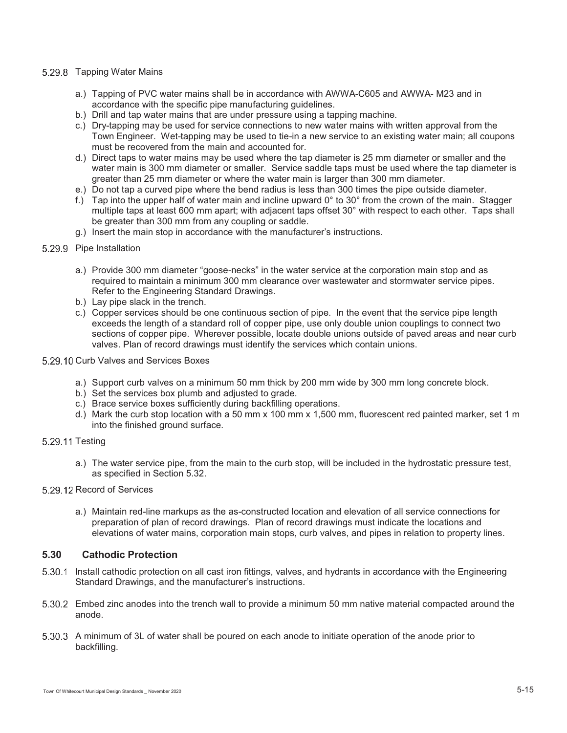5.29.8 Tapping Water Mains

a.) Tapping of PVC water mains shall be in accordance with AWWA-C605 and AWWA- M23 and in accordance with the specific pipe manufacturing guidelines.
b.) Drill and tap water mains that are under pressure using a tapping machine.
c.) Dry-tapping may be used for service connections to new water mains with written approval from the Town Engineer. Wet-tapping may be used to tie-in a new service to an existing water main; all coupons must be recovered from the main and accounted for.
d.) Direct taps to water mains may be used where the tap diameter is 25 mm diameter or smaller and the water main is 300 mm diameter or smaller. Service saddle taps must be used where the tap diameter is greater than 25 mm diameter or where the water main is larger than 300 mm diameter.
e.) Do not tap a curved pipe where the bend radius is less than 300 times the pipe outside diameter.
f.) Tap into the upper half of water main and incline upward 0° to 30° from the crown of the main. Stagger multiple taps at least 600 mm apart; with adjacent taps offset 30° with respect to each other. Taps shall be greater than 300 mm from any coupling or saddle.
g.) Insert the main stop in accordance with the manufacturer's instructions.

5.29.9 Pipe Installation

a.) Provide 300 mm diameter "goose-necks" in the water service at the corporation main stop and as required to maintain a minimum 300 mm clearance over wastewater and stormwater service pipes. Refer to the Engineering Standard Drawings.
b.) Lay pipe slack in the trench.
c.) Copper services should be one continuous section of pipe. In the event that the service pipe length exceeds the length of a standard roll of copper pipe, use only double union couplings to connect two sections of copper pipe. Wherever possible, locate double unions outside of paved areas and near curb valves. Plan of record drawings must identify the services which contain unions.

5.29.10 Curb Valves and Services Boxes

a.) Support curb valves on a minimum 50 mm thick by 200 mm wide by 300 mm long concrete block.
b.) Set the services box plumb and adjusted to grade.
c.) Brace service boxes sufficiently during backfilling operations.
d.) Mark the curb stop location with a 50 mm x 100 mm x 1,500 mm, fluorescent red painted marker, set 1 m into the finished ground surface.

5.29.11 Testing

a.) The water service pipe, from the main to the curb stop, will be included in the hydrostatic pressure test, as specified in Section 5.32.

5.29.12 Record of Services

a.) Maintain red-line markups as the as-constructed location and elevation of all service connections for preparation of plan of record drawings. Plan of record drawings must indicate the locations and elevations of water mains, corporation main stops, curb valves, and pipes in relation to property lines.

## 5.30 Cathodic Protection

5.30.1 Install cathodic protection on all cast iron fittings, valves, and hydrants in accordance with the Engineering Standard Drawings, and the manufacturer's instructions.

5.30.2 Embed zinc anodes into the trench wall to provide a minimum 50 mm native material compacted around the anode.

5.30.3 A minimum of 3L of water shall be poured on each anode to initiate operation of the anode prior to backfilling.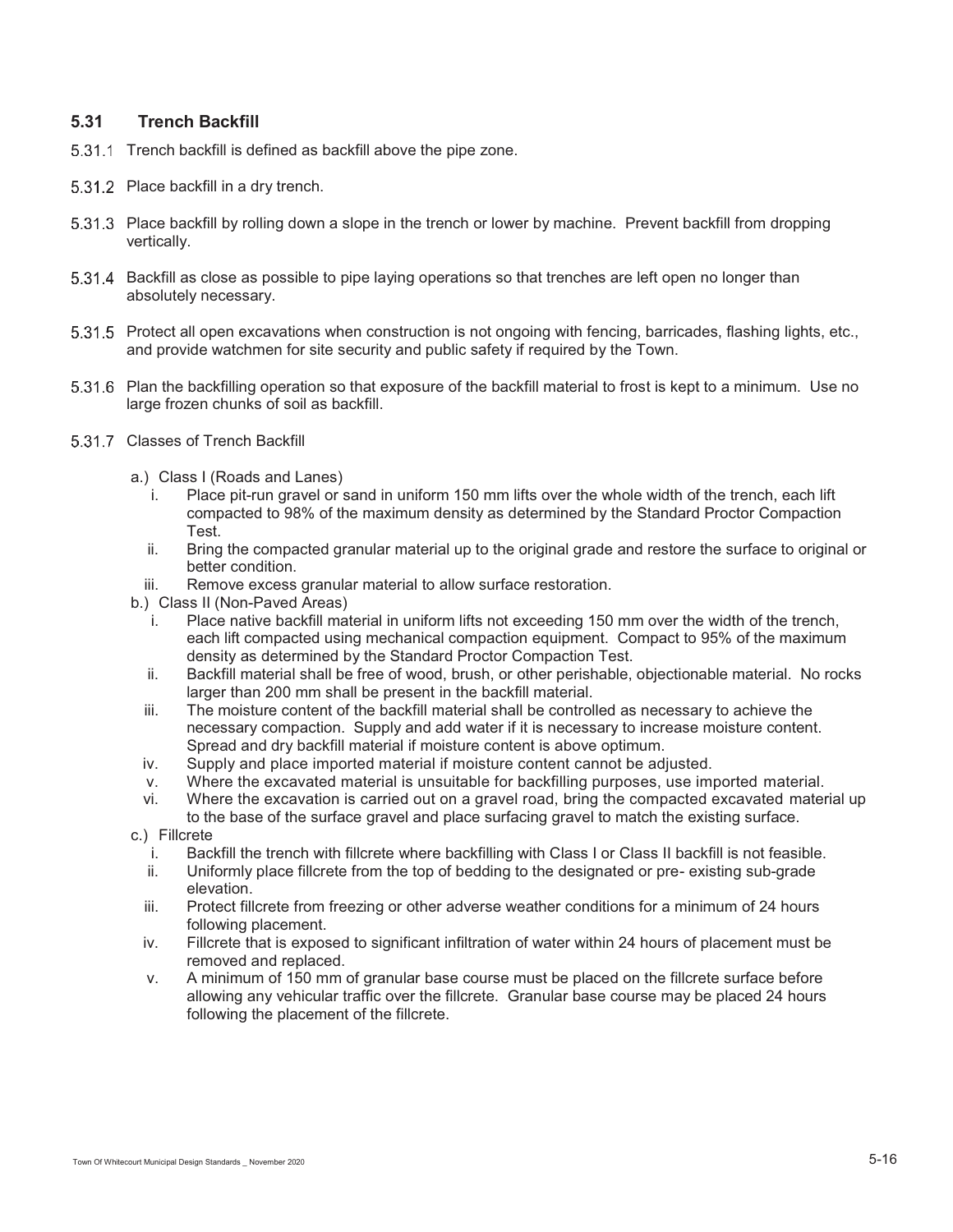## 5.31 Trench Backfill

5.31.1 Trench backfill is defined as backfill above the pipe zone.

5.31.2 Place backfill in a dry trench.

5.31.3 Place backfill by rolling down a slope in the trench or lower by machine. Prevent backfill from dropping vertically.

5.31.4 Backfill as close as possible to pipe laying operations so that trenches are left open no longer than absolutely necessary.

5.31.5 Protect all open excavations when construction is not ongoing with fencing, barricades, flashing lights, etc., and provide watchmen for site security and public safety if required by the Town.

5.31.6 Plan the backfilling operation so that exposure of the backfill material to frost is kept to a minimum. Use no large frozen chunks of soil as backfill.

5.31.7 Classes of Trench Backfill

a.) Class I (Roads and Lanes)

  i. Place pit-run gravel or sand in uniform 150 mm lifts over the whole width of the trench, each lift compacted to 98% of the maximum density as determined by the Standard Proctor Compaction Test.
  ii. Bring the compacted granular material up to the original grade and restore the surface to original or better condition.
  iii. Remove excess granular material to allow surface restoration.

b.) Class II (Non-Paved Areas)

  i. Place native backfill material in uniform lifts not exceeding 150 mm over the width of the trench, each lift compacted using mechanical compaction equipment. Compact to 95% of the maximum density as determined by the Standard Proctor Compaction Test.
  ii. Backfill material shall be free of wood, brush, or other perishable, objectionable material. No rocks larger than 200 mm shall be present in the backfill material.
  iii. The moisture content of the backfill material shall be controlled as necessary to achieve the necessary compaction. Supply and add water if it is necessary to increase moisture content. Spread and dry backfill material if moisture content is above optimum.
  iv. Supply and place imported material if moisture content cannot be adjusted.
  v. Where the excavated material is unsuitable for backfilling purposes, use imported material.
  vi. Where the excavation is carried out on a gravel road, bring the compacted excavated material up to the base of the surface gravel and place surfacing gravel to match the existing surface.

c.) Fillcrete

  i. Backfill the trench with fillcrete where backfilling with Class I or Class II backfill is not feasible.
  ii. Uniformly place fillcrete from the top of bedding to the designated or pre- existing sub-grade elevation.
  iii. Protect fillcrete from freezing or other adverse weather conditions for a minimum of 24 hours following placement.
  iv. Fillcrete that is exposed to significant infiltration of water within 24 hours of placement must be removed and replaced.
  v. A minimum of 150 mm of granular base course must be placed on the fillcrete surface before allowing any vehicular traffic over the fillcrete. Granular base course may be placed 24 hours following the placement of the fillcrete.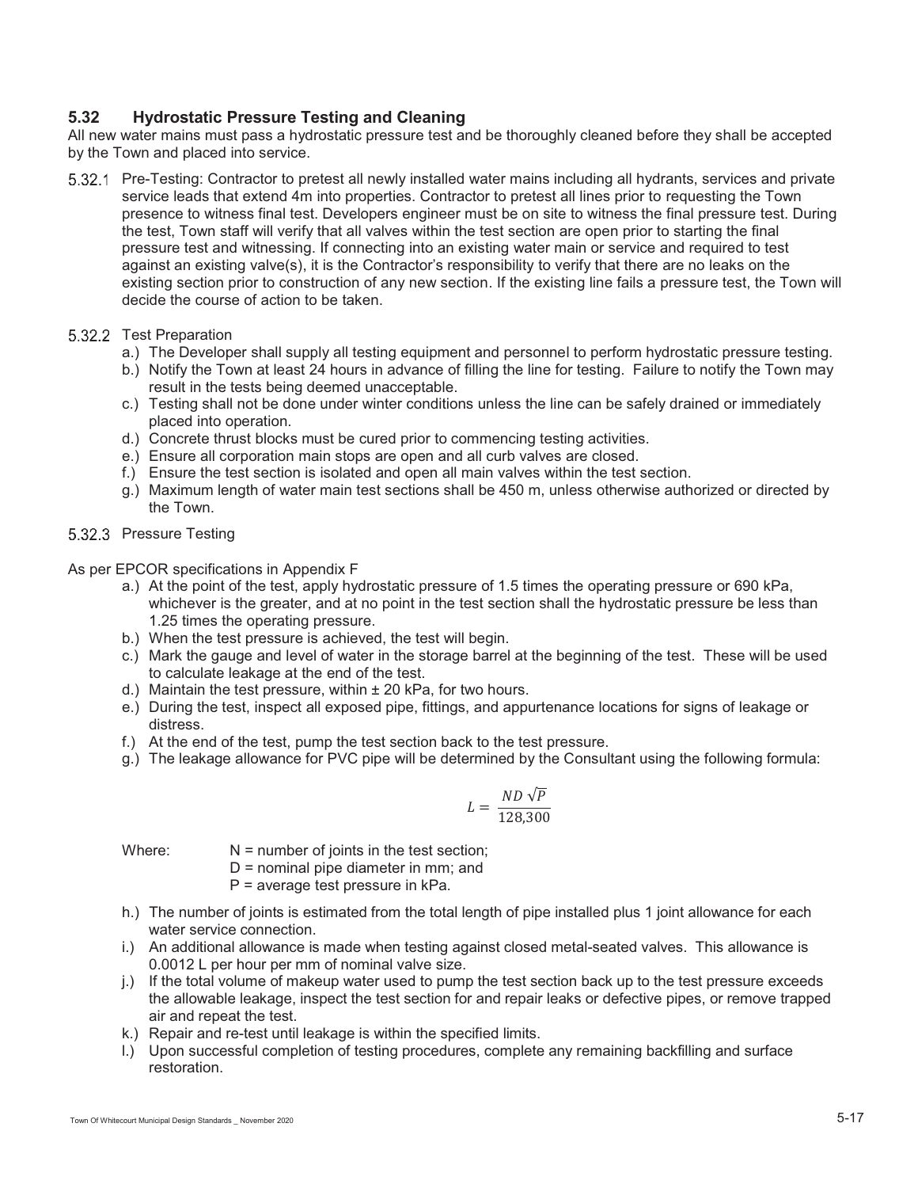## 5.32 Hydrostatic Pressure Testing and Cleaning

All new water mains must pass a hydrostatic pressure test and be thoroughly cleaned before they shall be accepted by the Town and placed into service.

5.32.1 Pre-Testing: Contractor to pretest all newly installed water mains including all hydrants, services and private service leads that extend 4m into properties. Contractor to pretest all lines prior to requesting the Town presence to witness final test. Developers engineer must be on site to witness the final pressure test. During the test, Town staff will verify that all valves within the test section are open prior to starting the final pressure test and witnessing. If connecting into an existing water main or service and required to test against an existing valve(s), it is the Contractor's responsibility to verify that there are no leaks on the existing section prior to construction of any new section. If the existing line fails a pressure test, the Town will decide the course of action to be taken.

5.32.2 Test Preparation

a.) The Developer shall supply all testing equipment and personnel to perform hydrostatic pressure testing.
b.) Notify the Town at least 24 hours in advance of filling the line for testing. Failure to notify the Town may result in the tests being deemed unacceptable.
c.) Testing shall not be done under winter conditions unless the line can be safely drained or immediately placed into operation.
d.) Concrete thrust blocks must be cured prior to commencing testing activities.
e.) Ensure all corporation main stops are open and all curb valves are closed.
f.) Ensure the test section is isolated and open all main valves within the test section.
g.) Maximum length of water main test sections shall be 450 m, unless otherwise authorized or directed by the Town.

5.32.3 Pressure Testing

As per EPCOR specifications in Appendix F

a.) At the point of the test, apply hydrostatic pressure of 1.5 times the operating pressure or 690 kPa, whichever is the greater, and at no point in the test section shall the hydrostatic pressure be less than 1.25 times the operating pressure.
b.) When the test pressure is achieved, the test will begin.
c.) Mark the gauge and level of water in the storage barrel at the beginning of the test. These will be used to calculate leakage at the end of the test.
d.) Maintain the test pressure, within ± 20 kPa, for two hours.
e.) During the test, inspect all exposed pipe, fittings, and appurtenance locations for signs of leakage or distress.
f.) At the end of the test, pump the test section back to the test pressure.
g.) The leakage allowance for PVC pipe will be determined by the Consultant using the following formula:

$$L = \frac{ND\sqrt{P}}{128{,}300}$$

Where: N = number of joints in the test section;
D = nominal pipe diameter in mm; and
P = average test pressure in kPa.

h.) The number of joints is estimated from the total length of pipe installed plus 1 joint allowance for each water service connection.
i.) An additional allowance is made when testing against closed metal-seated valves. This allowance is 0.0012 L per hour per mm of nominal valve size.
j.) If the total volume of makeup water used to pump the test section back up to the test pressure exceeds the allowable leakage, inspect the test section for and repair leaks or defective pipes, or remove trapped air and repeat the test.
k.) Repair and re-test until leakage is within the specified limits.
l.) Upon successful completion of testing procedures, complete any remaining backfilling and surface restoration.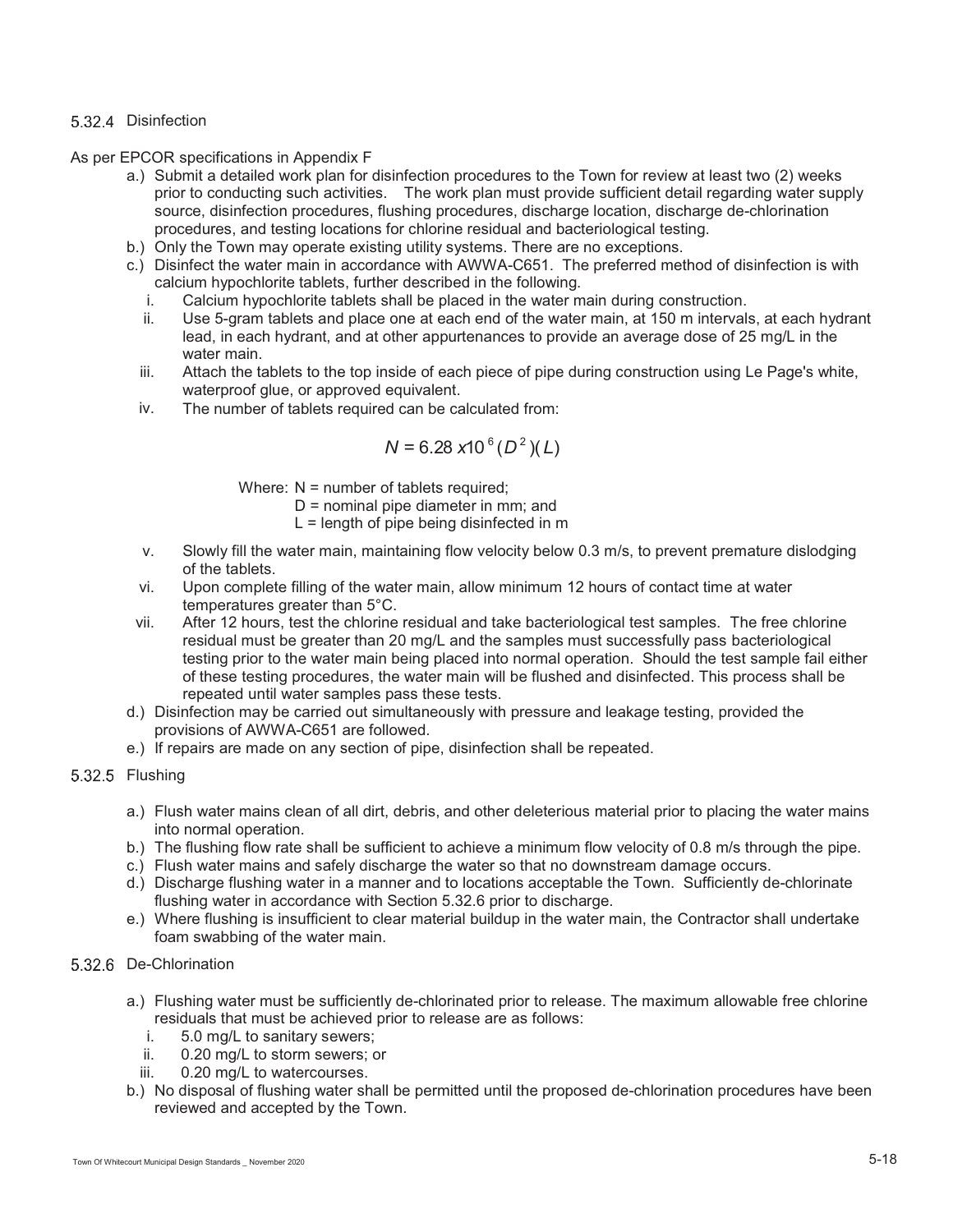### 5.32.4 Disinfection

As per EPCOR specifications in Appendix F

a.) Submit a detailed work plan for disinfection procedures to the Town for review at least two (2) weeks prior to conducting such activities. The work plan must provide sufficient detail regarding water supply source, disinfection procedures, flushing procedures, discharge location, discharge de-chlorination procedures, and testing locations for chlorine residual and bacteriological testing.

b.) Only the Town may operate existing utility systems. There are no exceptions.

c.) Disinfect the water main in accordance with AWWA-C651. The preferred method of disinfection is with calcium hypochlorite tablets, further described in the following.

  i. Calcium hypochlorite tablets shall be placed in the water main during construction.

  ii. Use 5-gram tablets and place one at each end of the water main, at 150 m intervals, at each hydrant lead, in each hydrant, and at other appurtenances to provide an average dose of 25 mg/L in the water main.

  iii. Attach the tablets to the top inside of each piece of pipe during construction using Le Page's white, waterproof glue, or approved equivalent.

  iv. The number of tablets required can be calculated from:

$$N = 6.28\,x10^{6}(D^{2})(L)$$

Where: N = number of tablets required;
D = nominal pipe diameter in mm; and
L = length of pipe being disinfected in m

  v. Slowly fill the water main, maintaining flow velocity below 0.3 m/s, to prevent premature dislodging of the tablets.

  vi. Upon complete filling of the water main, allow minimum 12 hours of contact time at water temperatures greater than 5°C.

  vii. After 12 hours, test the chlorine residual and take bacteriological test samples. The free chlorine residual must be greater than 20 mg/L and the samples must successfully pass bacteriological testing prior to the water main being placed into normal operation. Should the test sample fail either of these testing procedures, the water main will be flushed and disinfected. This process shall be repeated until water samples pass these tests.

d.) Disinfection may be carried out simultaneously with pressure and leakage testing, provided the provisions of AWWA-C651 are followed.

e.) If repairs are made on any section of pipe, disinfection shall be repeated.

### 5.32.5 Flushing

a.) Flush water mains clean of all dirt, debris, and other deleterious material prior to placing the water mains into normal operation.

b.) The flushing flow rate shall be sufficient to achieve a minimum flow velocity of 0.8 m/s through the pipe.

c.) Flush water mains and safely discharge the water so that no downstream damage occurs.

d.) Discharge flushing water in a manner and to locations acceptable the Town. Sufficiently de-chlorinate flushing water in accordance with Section 5.32.6 prior to discharge.

e.) Where flushing is insufficient to clear material buildup in the water main, the Contractor shall undertake foam swabbing of the water main.

### 5.32.6 De-Chlorination

a.) Flushing water must be sufficiently de-chlorinated prior to release. The maximum allowable free chlorine residuals that must be achieved prior to release are as follows:

  i. 5.0 mg/L to sanitary sewers;

  ii. 0.20 mg/L to storm sewers; or

  iii. 0.20 mg/L to watercourses.

b.) No disposal of flushing water shall be permitted until the proposed de-chlorination procedures have been reviewed and accepted by the Town.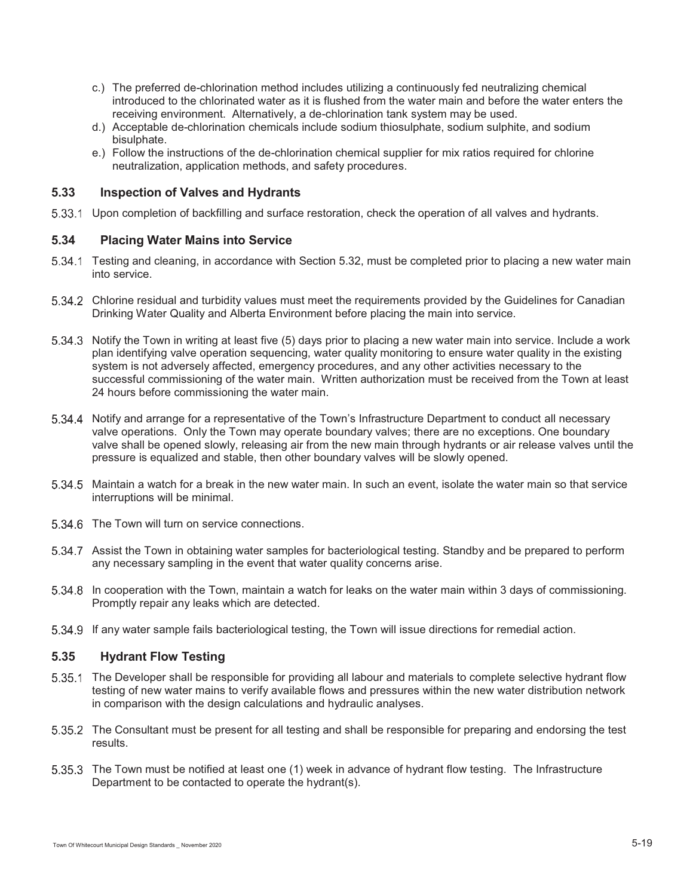c.) The preferred de-chlorination method includes utilizing a continuously fed neutralizing chemical introduced to the chlorinated water as it is flushed from the water main and before the water enters the receiving environment. Alternatively, a de-chlorination tank system may be used.

d.) Acceptable de-chlorination chemicals include sodium thiosulphate, sodium sulphite, and sodium bisulphate.

e.) Follow the instructions of the de-chlorination chemical supplier for mix ratios required for chlorine neutralization, application methods, and safety procedures.

## 5.33 Inspection of Valves and Hydrants

5.33.1 Upon completion of backfilling and surface restoration, check the operation of all valves and hydrants.

## 5.34 Placing Water Mains into Service

5.34.1 Testing and cleaning, in accordance with Section 5.32, must be completed prior to placing a new water main into service.

5.34.2 Chlorine residual and turbidity values must meet the requirements provided by the Guidelines for Canadian Drinking Water Quality and Alberta Environment before placing the main into service.

5.34.3 Notify the Town in writing at least five (5) days prior to placing a new water main into service. Include a work plan identifying valve operation sequencing, water quality monitoring to ensure water quality in the existing system is not adversely affected, emergency procedures, and any other activities necessary to the successful commissioning of the water main. Written authorization must be received from the Town at least 24 hours before commissioning the water main.

5.34.4 Notify and arrange for a representative of the Town's Infrastructure Department to conduct all necessary valve operations. Only the Town may operate boundary valves; there are no exceptions. One boundary valve shall be opened slowly, releasing air from the new main through hydrants or air release valves until the pressure is equalized and stable, then other boundary valves will be slowly opened.

5.34.5 Maintain a watch for a break in the new water main. In such an event, isolate the water main so that service interruptions will be minimal.

5.34.6 The Town will turn on service connections.

5.34.7 Assist the Town in obtaining water samples for bacteriological testing. Standby and be prepared to perform any necessary sampling in the event that water quality concerns arise.

5.34.8 In cooperation with the Town, maintain a watch for leaks on the water main within 3 days of commissioning. Promptly repair any leaks which are detected.

5.34.9 If any water sample fails bacteriological testing, the Town will issue directions for remedial action.

## 5.35 Hydrant Flow Testing

5.35.1 The Developer shall be responsible for providing all labour and materials to complete selective hydrant flow testing of new water mains to verify available flows and pressures within the new water distribution network in comparison with the design calculations and hydraulic analyses.

5.35.2 The Consultant must be present for all testing and shall be responsible for preparing and endorsing the test results.

5.35.3 The Town must be notified at least one (1) week in advance of hydrant flow testing. The Infrastructure Department to be contacted to operate the hydrant(s).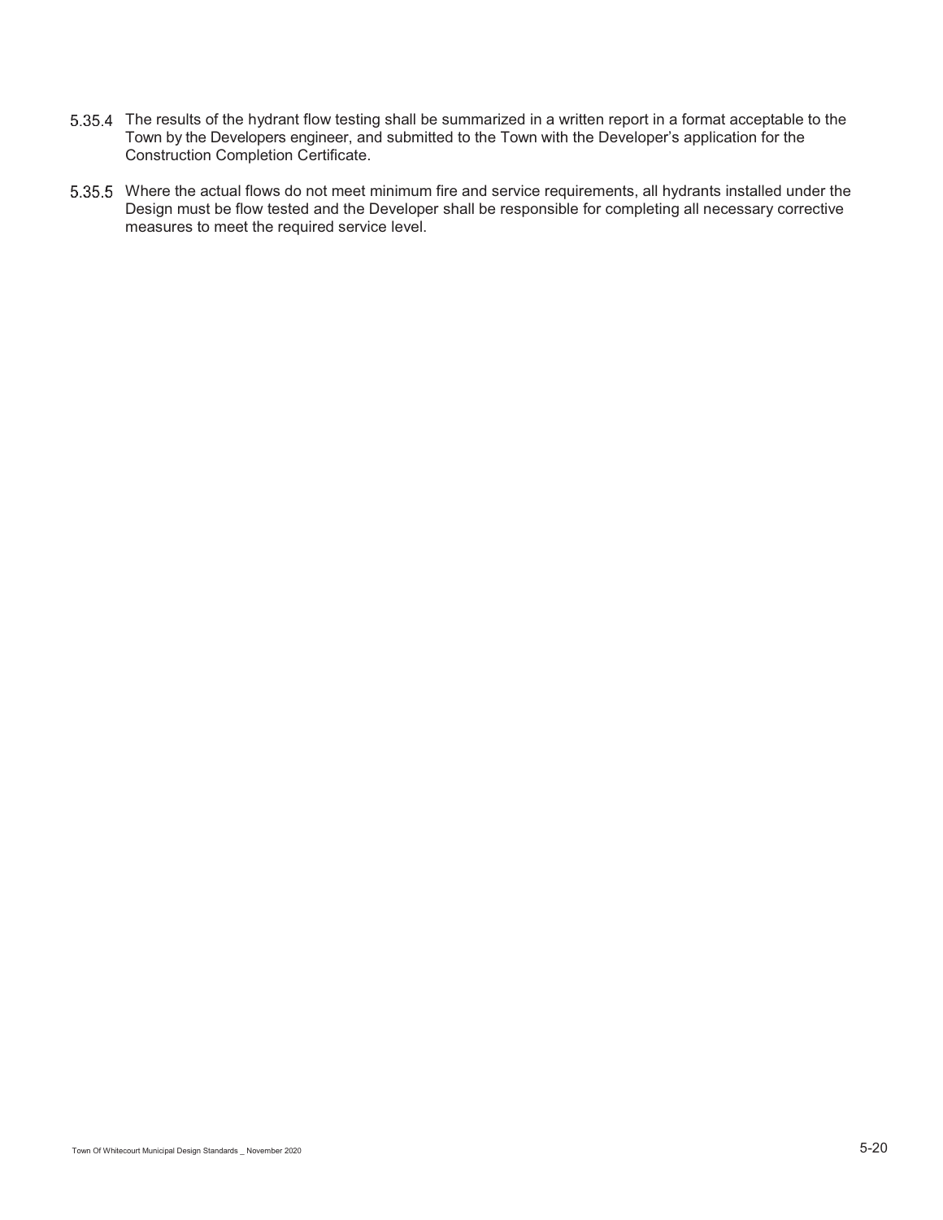5.35.4 The results of the hydrant flow testing shall be summarized in a written report in a format acceptable to the Town by the Developers engineer, and submitted to the Town with the Developer's application for the Construction Completion Certificate.

5.35.5 Where the actual flows do not meet minimum fire and service requirements, all hydrants installed under the Design must be flow tested and the Developer shall be responsible for completing all necessary corrective measures to meet the required service level.